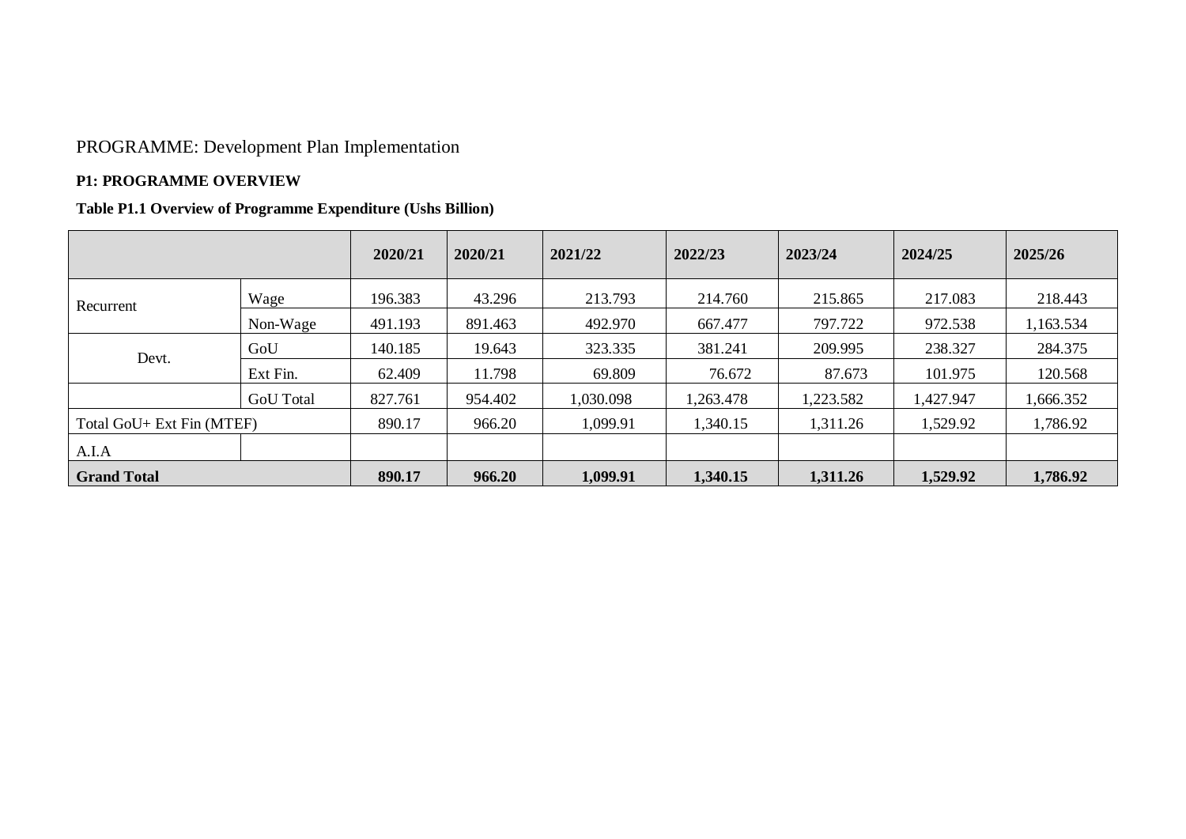PROGRAMME: Development Plan Implementation

**P1: PROGRAMME OVERVIEW**

**Table P1.1 Overview of Programme Expenditure (Ushs Billion)**

| | | **2020/21** | **2020/21** | **2021/22** | **2022/23** | **2023/24** | **2024/25** | **2025/26** |
|---|---|---|---|---|---|---|---|---|
| Recurrent | Wage | 196.383 | 43.296 | 213.793 | 214.760 | 215.865 | 217.083 | 218.443 |
| | Non-Wage | 491.193 | 891.463 | 492.970 | 667.477 | 797.722 | 972.538 | 1,163.534 |
| Devt. | GoU | 140.185 | 19.643 | 323.335 | 381.241 | 209.995 | 238.327 | 284.375 |
| | Ext Fin. | 62.409 | 11.798 | 69.809 | 76.672 | 87.673 | 101.975 | 120.568 |
| | GoU Total | 827.761 | 954.402 | 1,030.098 | 1,263.478 | 1,223.582 | 1,427.947 | 1,666.352 |
| Total GoU+ Ext Fin (MTEF) | | 890.17 | 966.20 | 1,099.91 | 1,340.15 | 1,311.26 | 1,529.92 | 1,786.92 |
| A.I.A | | | | | | | | |
| **Grand Total** | | **890.17** | **966.20** | **1,099.91** | **1,340.15** | **1,311.26** | **1,529.92** | **1,786.92** |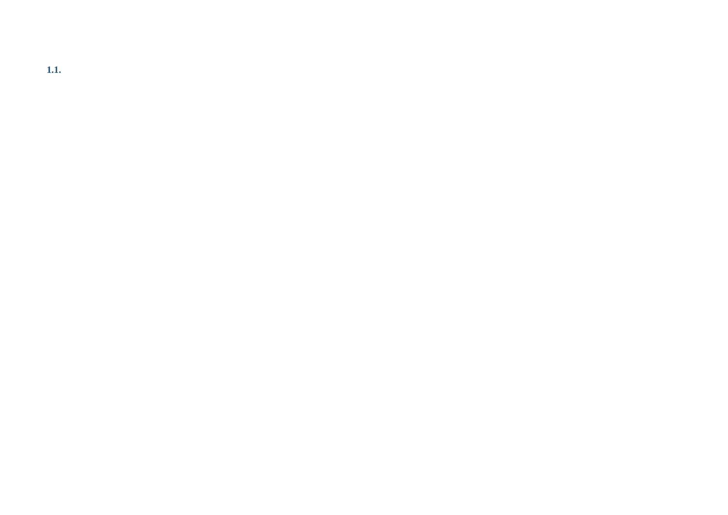## 1.1.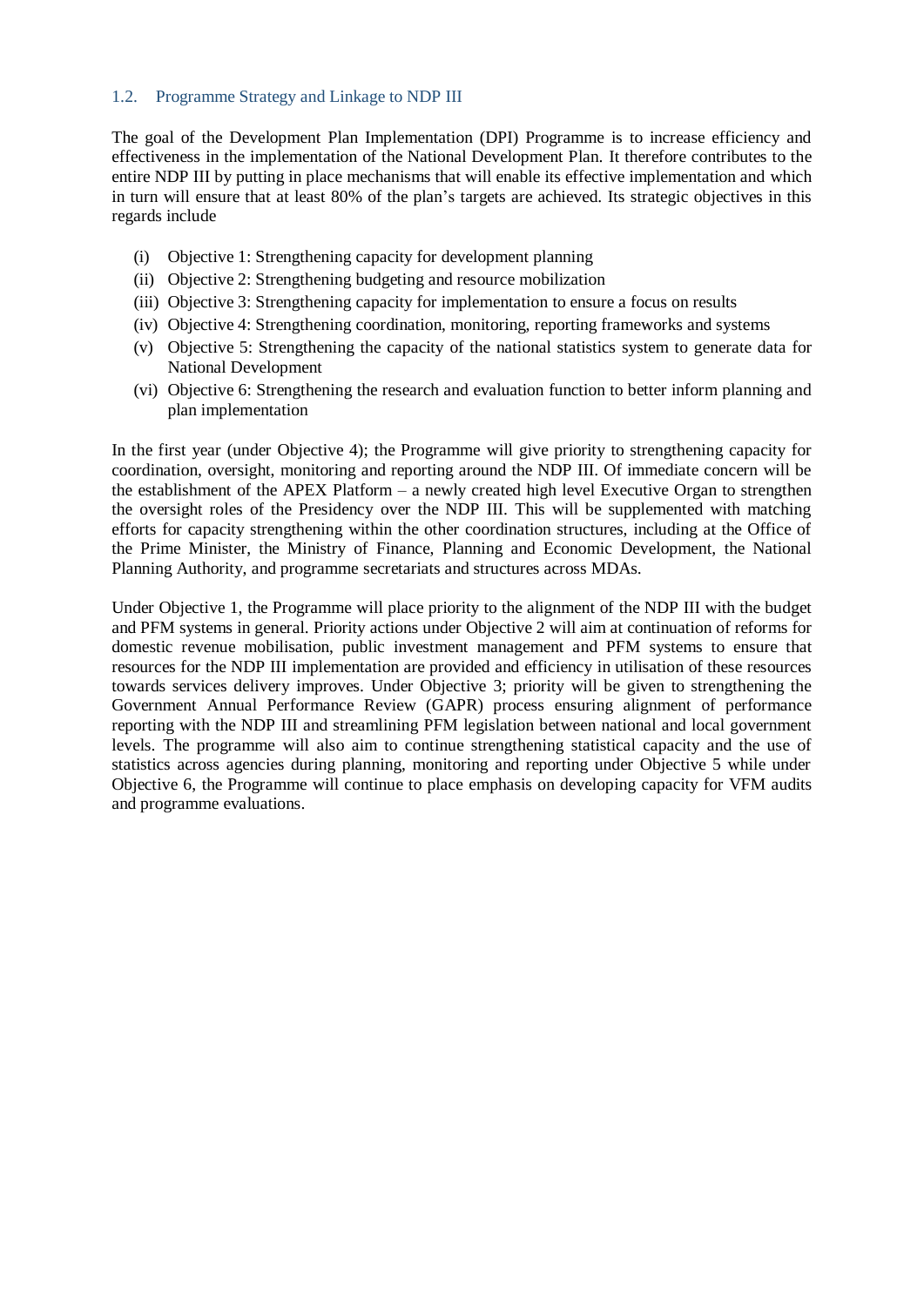### 1.2. Programme Strategy and Linkage to NDP III

The goal of the Development Plan Implementation (DPI) Programme is to increase efficiency and effectiveness in the implementation of the National Development Plan. It therefore contributes to the entire NDP III by putting in place mechanisms that will enable its effective implementation and which in turn will ensure that at least 80% of the plan's targets are achieved. Its strategic objectives in this regards include

(i) Objective 1: Strengthening capacity for development planning
(ii) Objective 2: Strengthening budgeting and resource mobilization
(iii) Objective 3: Strengthening capacity for implementation to ensure a focus on results
(iv) Objective 4: Strengthening coordination, monitoring, reporting frameworks and systems
(v) Objective 5: Strengthening the capacity of the national statistics system to generate data for National Development
(vi) Objective 6: Strengthening the research and evaluation function to better inform planning and plan implementation

In the first year (under Objective 4); the Programme will give priority to strengthening capacity for coordination, oversight, monitoring and reporting around the NDP III. Of immediate concern will be the establishment of the APEX Platform – a newly created high level Executive Organ to strengthen the oversight roles of the Presidency over the NDP III. This will be supplemented with matching efforts for capacity strengthening within the other coordination structures, including at the Office of the Prime Minister, the Ministry of Finance, Planning and Economic Development, the National Planning Authority, and programme secretariats and structures across MDAs.

Under Objective 1, the Programme will place priority to the alignment of the NDP III with the budget and PFM systems in general. Priority actions under Objective 2 will aim at continuation of reforms for domestic revenue mobilisation, public investment management and PFM systems to ensure that resources for the NDP III implementation are provided and efficiency in utilisation of these resources towards services delivery improves. Under Objective 3; priority will be given to strengthening the Government Annual Performance Review (GAPR) process ensuring alignment of performance reporting with the NDP III and streamlining PFM legislation between national and local government levels. The programme will also aim to continue strengthening statistical capacity and the use of statistics across agencies during planning, monitoring and reporting under Objective 5 while under Objective 6, the Programme will continue to place emphasis on developing capacity for VFM audits and programme evaluations.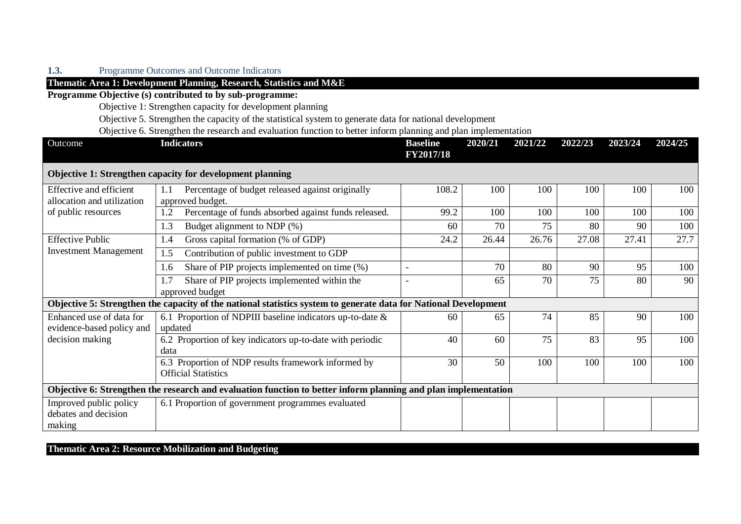### 1.3. Programme Outcomes and Outcome Indicators

**Thematic Area 1: Development Planning, Research, Statistics and M&E**

**Programme Objective (s) contributed to by sub-programme:**

Objective 1: Strengthen capacity for development planning

Objective 5. Strengthen the capacity of the statistical system to generate data for national development

Objective 6. Strengthen the research and evaluation function to better inform planning and plan implementation

| Outcome | Indicators | Baseline FY2017/18 | 2020/21 | 2021/22 | 2022/23 | 2023/24 | 2024/25 |
|---|---|---|---|---|---|---|---|
| **Objective 1: Strengthen capacity for development planning** | | | | | | | |
| Effective and efficient allocation and utilization of public resources | 1.1 Percentage of budget released against originally approved budget. | 108.2 | 100 | 100 | 100 | 100 | 100 |
| | 1.2 Percentage of funds absorbed against funds released. | 99.2 | 100 | 100 | 100 | 100 | 100 |
| | 1.3 Budget alignment to NDP (%) | 60 | 70 | 75 | 80 | 90 | 100 |
| Effective Public Investment Management | 1.4 Gross capital formation (% of GDP) | 24.2 | 26.44 | 26.76 | 27.08 | 27.41 | 27.7 |
| | 1.5 Contribution of public investment to GDP | | | | | | |
| | 1.6 Share of PIP projects implemented on time (%) | - | 70 | 80 | 90 | 95 | 100 |
| | 1.7 Share of PIP projects implemented within the approved budget | - | 65 | 70 | 75 | 80 | 90 |
| **Objective 5: Strengthen the capacity of the national statistics system to generate data for National Development** | | | | | | | |
| Enhanced use of data for evidence-based policy and decision making | 6.1 Proportion of NDPIII baseline indicators up-to-date & updated | 60 | 65 | 74 | 85 | 90 | 100 |
| | 6.2 Proportion of key indicators up-to-date with periodic data | 40 | 60 | 75 | 83 | 95 | 100 |
| | 6.3 Proportion of NDP results framework informed by Official Statistics | 30 | 50 | 100 | 100 | 100 | 100 |
| **Objective 6: Strengthen the research and evaluation function to better inform planning and plan implementation** | | | | | | | |
| Improved public policy debates and decision making | 6.1 Proportion of government programmes evaluated | | | | | | |

**Thematic Area 2: Resource Mobilization and Budgeting**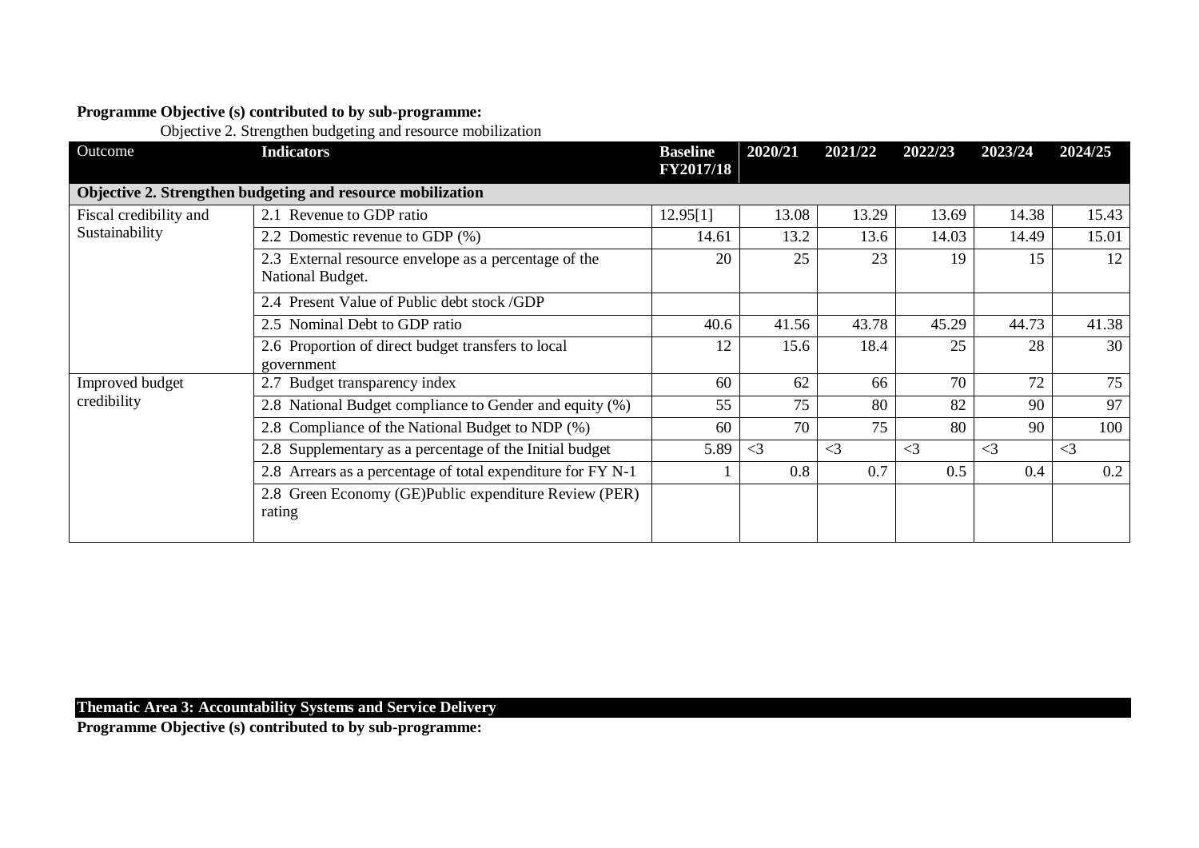**Programme Objective (s) contributed to by sub-programme:**

Objective 2. Strengthen budgeting and resource mobilization

| Outcome | Indicators | Baseline FY2017/18 | 2020/21 | 2021/22 | 2022/23 | 2023/24 | 2024/25 |
|---|---|---|---|---|---|---|---|
| **Objective 2. Strengthen budgeting and resource mobilization** | | | | | | | |
| Fiscal credibility and Sustainability | 2.1 Revenue to GDP ratio | 12.95[1] | 13.08 | 13.29 | 13.69 | 14.38 | 15.43 |
| | 2.2 Domestic revenue to GDP (%) | 14.61 | 13.2 | 13.6 | 14.03 | 14.49 | 15.01 |
| | 2.3 External resource envelope as a percentage of the National Budget. | 20 | 25 | 23 | 19 | 15 | 12 |
| | 2.4 Present Value of Public debt stock /GDP | | | | | | |
| | 2.5 Nominal Debt to GDP ratio | 40.6 | 41.56 | 43.78 | 45.29 | 44.73 | 41.38 |
| | 2.6 Proportion of direct budget transfers to local government | 12 | 15.6 | 18.4 | 25 | 28 | 30 |
| Improved budget credibility | 2.7 Budget transparency index | 60 | 62 | 66 | 70 | 72 | 75 |
| | 2.8 National Budget compliance to Gender and equity (%) | 55 | 75 | 80 | 82 | 90 | 97 |
| | 2.8 Compliance of the National Budget to NDP (%) | 60 | 70 | 75 | 80 | 90 | 100 |
| | 2.8 Supplementary as a percentage of the Initial budget | 5.89 | <3 | <3 | <3 | <3 | <3 |
| | 2.8 Arrears as a percentage of total expenditure for FY N-1 | 1 | 0.8 | 0.7 | 0.5 | 0.4 | 0.2 |
| | 2.8 Green Economy (GE)Public expenditure Review (PER) rating | | | | | | |

**Thematic Area 3: Accountability Systems and Service Delivery**

**Programme Objective (s) contributed to by sub-programme:**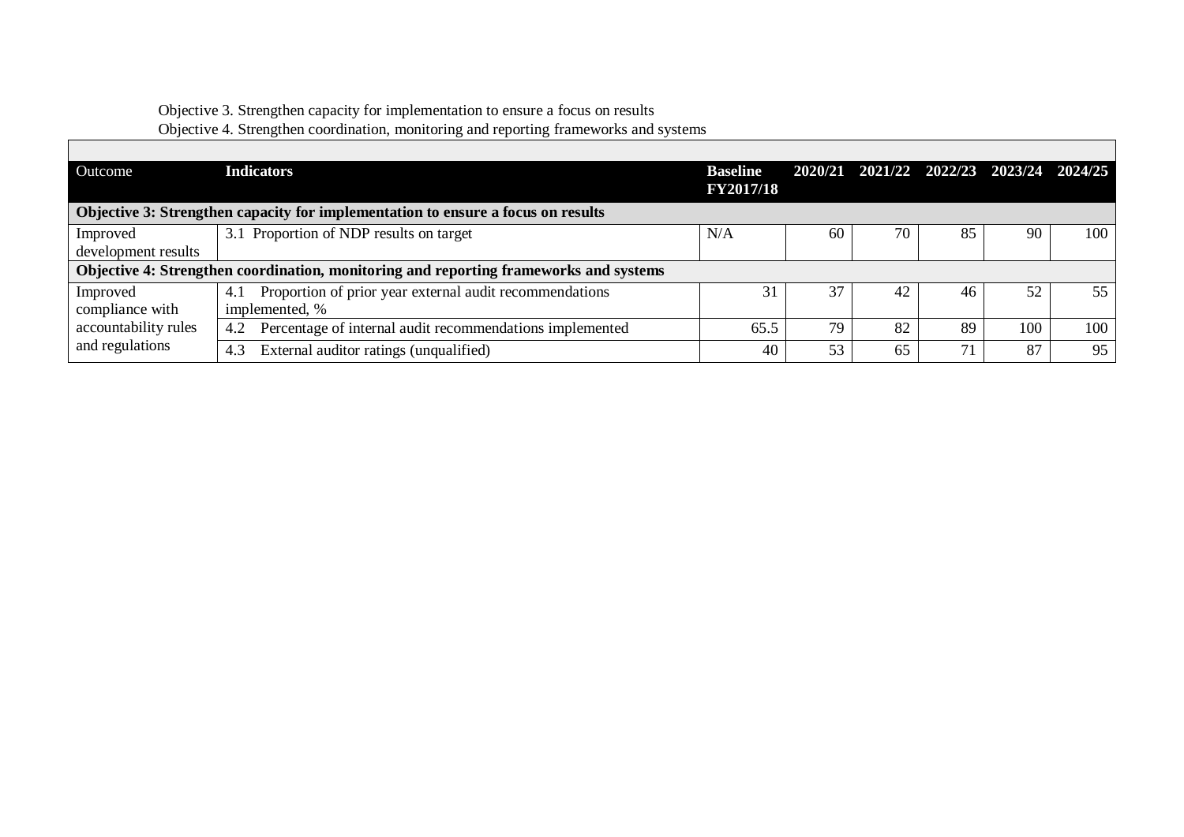Objective 3. Strengthen capacity for implementation to ensure a focus on results
Objective 4. Strengthen coordination, monitoring and reporting frameworks and systems

| Outcome | Indicators | Baseline FY2017/18 | 2020/21 | 2021/22 | 2022/23 | 2023/24 | 2024/25 |
|---|---|---|---|---|---|---|---|
| **Objective 3: Strengthen capacity for implementation to ensure a focus on results** | | | | | | | |
| Improved development results | 3.1 Proportion of NDP results on target | N/A | 60 | 70 | 85 | 90 | 100 |
| **Objective 4: Strengthen coordination, monitoring and reporting frameworks and systems** | | | | | | | |
| Improved compliance with accountability rules and regulations | 4.1 Proportion of prior year external audit recommendations implemented, % | 31 | 37 | 42 | 46 | 52 | 55 |
| | 4.2 Percentage of internal audit recommendations implemented | 65.5 | 79 | 82 | 89 | 100 | 100 |
| | 4.3 External auditor ratings (unqualified) | 40 | 53 | 65 | 71 | 87 | 95 |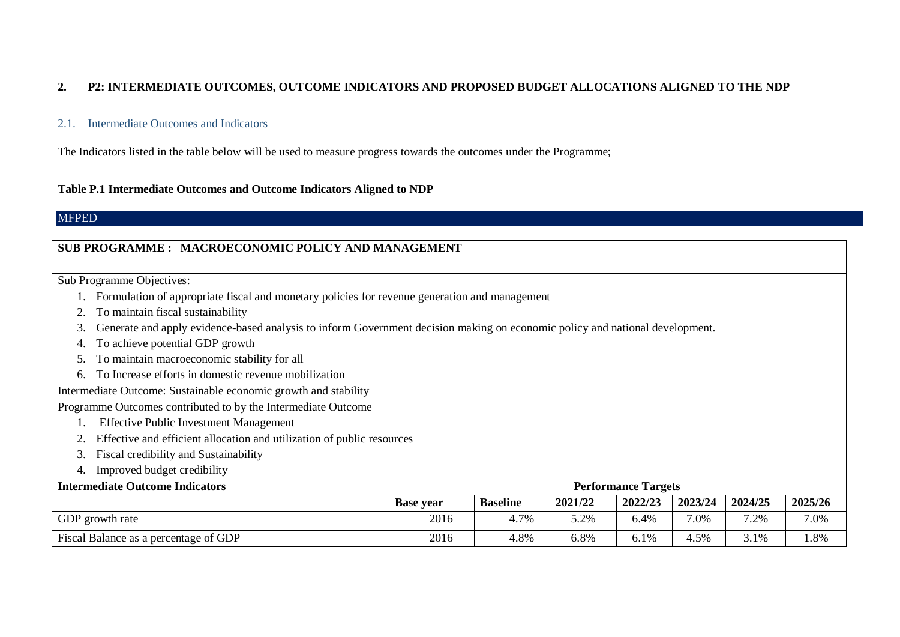## 2. P2: INTERMEDIATE OUTCOMES, OUTCOME INDICATORS AND PROPOSED BUDGET ALLOCATIONS ALIGNED TO THE NDP

### 2.1. Intermediate Outcomes and Indicators

The Indicators listed in the table below will be used to measure progress towards the outcomes under the Programme;

**Table P.1 Intermediate Outcomes and Outcome Indicators Aligned to NDP**

MFPED

**SUB PROGRAMME : MACROECONOMIC POLICY AND MANAGEMENT**

Sub Programme Objectives:

1. Formulation of appropriate fiscal and monetary policies for revenue generation and management
2. To maintain fiscal sustainability
3. Generate and apply evidence-based analysis to inform Government decision making on economic policy and national development.
4. To achieve potential GDP growth
5. To maintain macroeconomic stability for all
6. To Increase efforts in domestic revenue mobilization

Intermediate Outcome: Sustainable economic growth and stability

Programme Outcomes contributed to by the Intermediate Outcome

1. Effective Public Investment Management
2. Effective and efficient allocation and utilization of public resources
3. Fiscal credibility and Sustainability
4. Improved budget credibility

| **Intermediate Outcome Indicators** | **Performance Targets** | | | | | | |
|---|---|---|---|---|---|---|---|
| | **Base year** | **Baseline** | **2021/22** | **2022/23** | **2023/24** | **2024/25** | **2025/26** |
| GDP growth rate | 2016 | 4.7% | 5.2% | 6.4% | 7.0% | 7.2% | 7.0% |
| Fiscal Balance as a percentage of GDP | 2016 | 4.8% | 6.8% | 6.1% | 4.5% | 3.1% | 1.8% |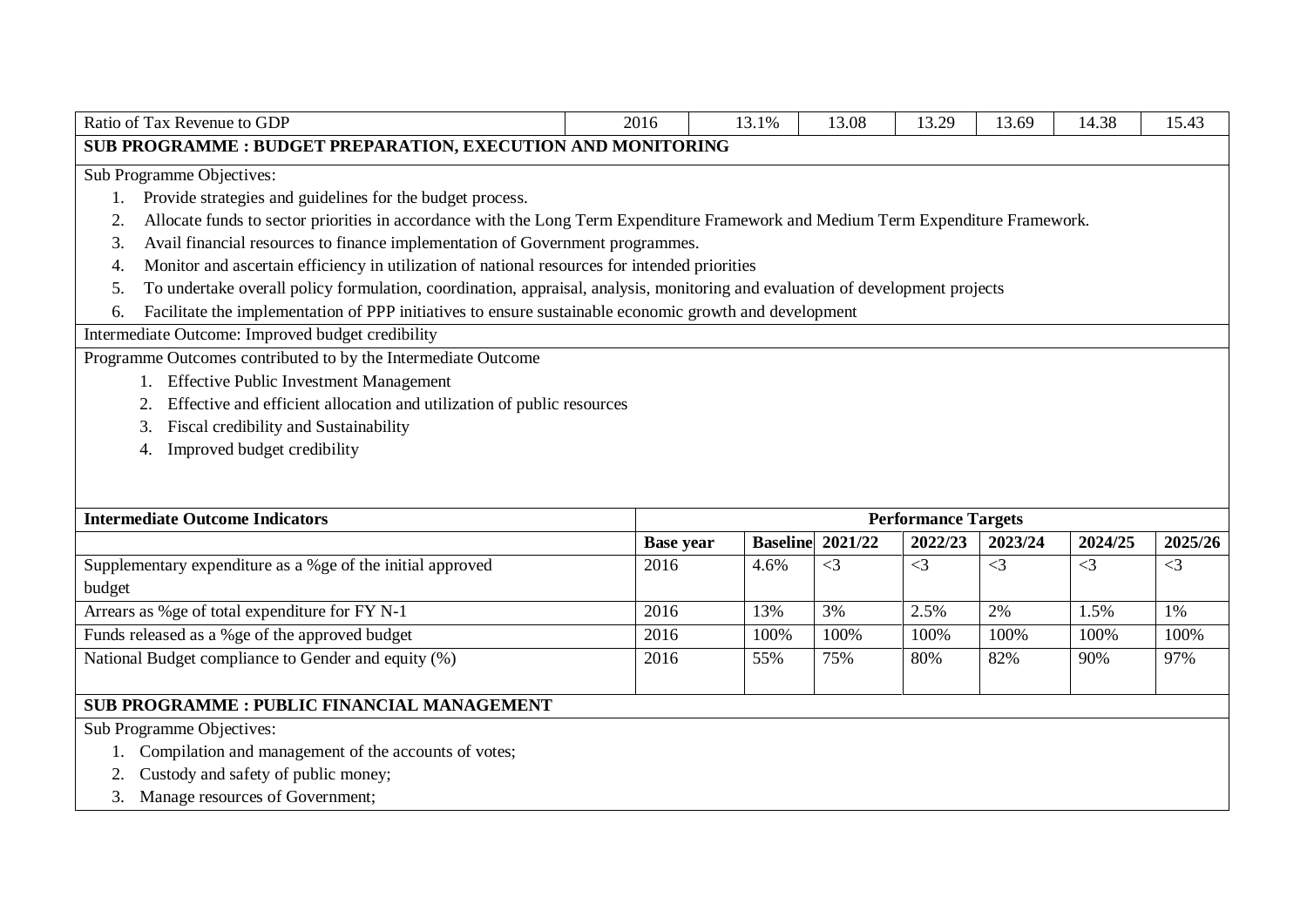| Ratio of Tax Revenue to GDP | 2016 | 13.1% | 13.08 | 13.29 | 13.69 | 14.38 | 15.43 |
|---|---|---|---|---|---|---|---|

**SUB PROGRAMME : BUDGET PREPARATION, EXECUTION AND MONITORING**

Sub Programme Objectives:

1. Provide strategies and guidelines for the budget process.
2. Allocate funds to sector priorities in accordance with the Long Term Expenditure Framework and Medium Term Expenditure Framework.
3. Avail financial resources to finance implementation of Government programmes.
4. Monitor and ascertain efficiency in utilization of national resources for intended priorities
5. To undertake overall policy formulation, coordination, appraisal, analysis, monitoring and evaluation of development projects
6. Facilitate the implementation of PPP initiatives to ensure sustainable economic growth and development

Intermediate Outcome: Improved budget credibility

Programme Outcomes contributed to by the Intermediate Outcome

1. Effective Public Investment Management
2. Effective and efficient allocation and utilization of public resources
3. Fiscal credibility and Sustainability
4. Improved budget credibility

| **Intermediate Outcome Indicators** | **Performance Targets** | | | | | | |
|---|---|---|---|---|---|---|---|
| | **Base year** | **Baseline** | **2021/22** | **2022/23** | **2023/24** | **2024/25** | **2025/26** |
| Supplementary expenditure as a %ge of the initial approved budget | 2016 | 4.6% | <3 | <3 | <3 | <3 | <3 |
| Arrears as %ge of total expenditure for FY N-1 | 2016 | 13% | 3% | 2.5% | 2% | 1.5% | 1% |
| Funds released as a %ge of the approved budget | 2016 | 100% | 100% | 100% | 100% | 100% | 100% |
| National Budget compliance to Gender and equity (%) | 2016 | 55% | 75% | 80% | 82% | 90% | 97% |

**SUB PROGRAMME : PUBLIC FINANCIAL MANAGEMENT**

Sub Programme Objectives:

1. Compilation and management of the accounts of votes;
2. Custody and safety of public money;
3. Manage resources of Government;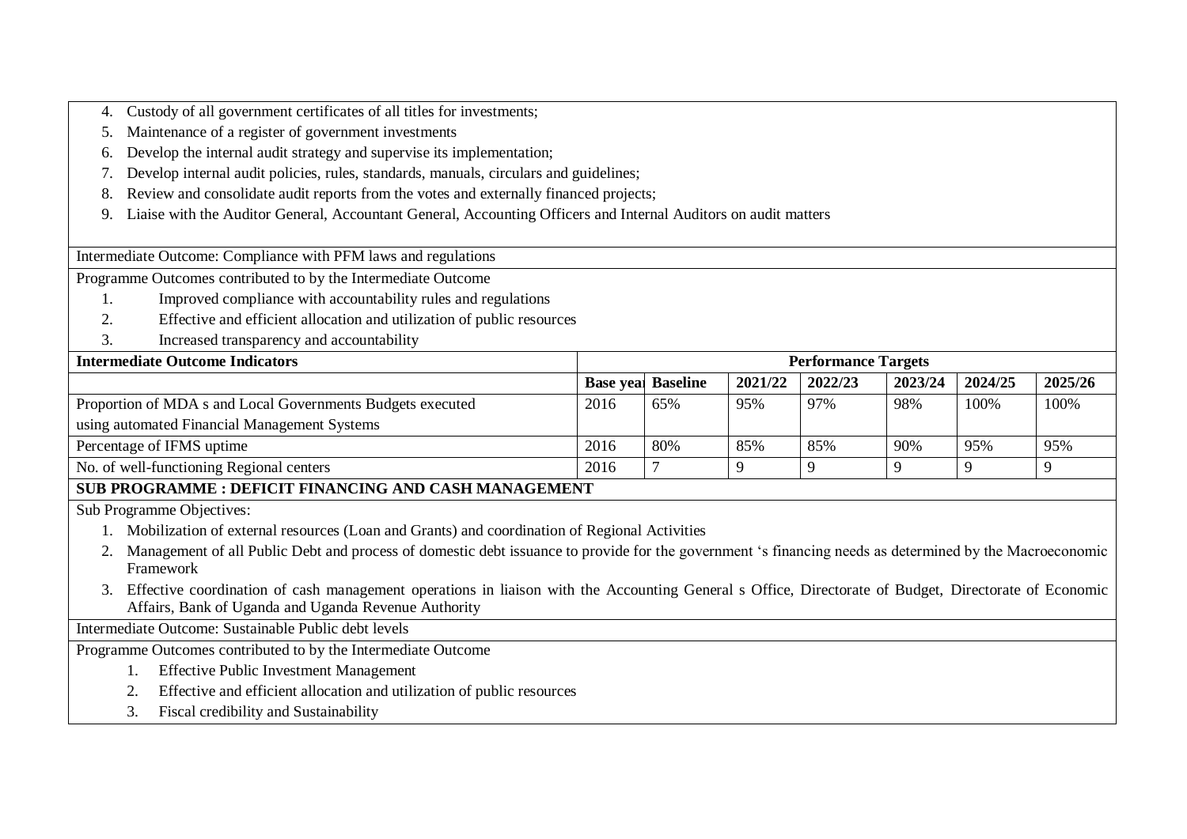4. Custody of all government certificates of all titles for investments;
5. Maintenance of a register of government investments
6. Develop the internal audit strategy and supervise its implementation;
7. Develop internal audit policies, rules, standards, manuals, circulars and guidelines;
8. Review and consolidate audit reports from the votes and externally financed projects;
9. Liaise with the Auditor General, Accountant General, Accounting Officers and Internal Auditors on audit matters

Intermediate Outcome: Compliance with PFM laws and regulations

Programme Outcomes contributed to by the Intermediate Outcome

1. Improved compliance with accountability rules and regulations
2. Effective and efficient allocation and utilization of public resources
3. Increased transparency and accountability

| Intermediate Outcome Indicators | Performance Targets | | | | | | |
|---|---|---|---|---|---|---|---|
| | Base year | Baseline | 2021/22 | 2022/23 | 2023/24 | 2024/25 | 2025/26 |
| Proportion of MDA s and Local Governments Budgets executed using automated Financial Management Systems | 2016 | 65% | 95% | 97% | 98% | 100% | 100% |
| Percentage of IFMS uptime | 2016 | 80% | 85% | 85% | 90% | 95% | 95% |
| No. of well-functioning Regional centers | 2016 | 7 | 9 | 9 | 9 | 9 | 9 |

**SUB PROGRAMME : DEFICIT FINANCING AND CASH MANAGEMENT**

Sub Programme Objectives:

1. Mobilization of external resources (Loan and Grants) and coordination of Regional Activities
2. Management of all Public Debt and process of domestic debt issuance to provide for the government 's financing needs as determined by the Macroeconomic Framework
3. Effective coordination of cash management operations in liaison with the Accounting General s Office, Directorate of Budget, Directorate of Economic Affairs, Bank of Uganda and Uganda Revenue Authority

Intermediate Outcome: Sustainable Public debt levels

Programme Outcomes contributed to by the Intermediate Outcome

1. Effective Public Investment Management
2. Effective and efficient allocation and utilization of public resources
3. Fiscal credibility and Sustainability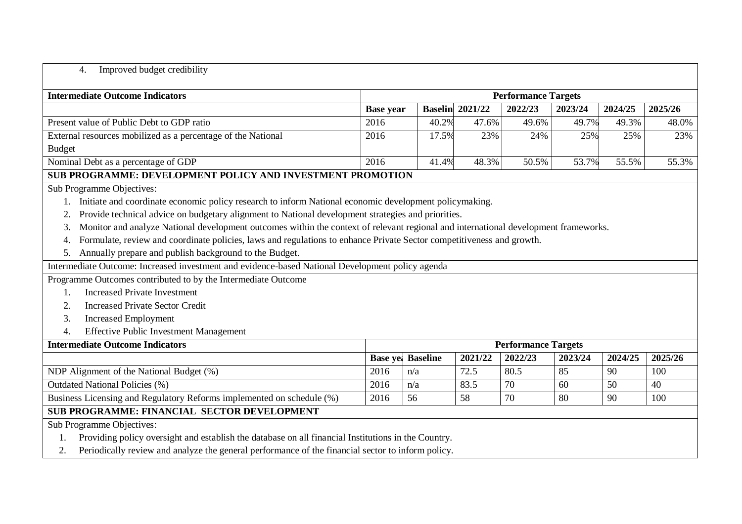4. Improved budget credibility

| Intermediate Outcome Indicators | Performance Targets | | | | | | |
|---|---|---|---|---|---|---|---|
| | Base year | Baseline | 2021/22 | 2022/23 | 2023/24 | 2024/25 | 2025/26 |
| Present value of Public Debt to GDP ratio | 2016 | 40.2% | 47.6% | 49.6% | 49.7% | 49.3% | 48.0% |
| External resources mobilized as a percentage of the National Budget | 2016 | 17.5% | 23% | 24% | 25% | 25% | 23% |
| Nominal Debt as a percentage of GDP | 2016 | 41.4% | 48.3% | 50.5% | 53.7% | 55.5% | 55.3% |

**SUB PROGRAMME: DEVELOPMENT POLICY AND INVESTMENT PROMOTION**

Sub Programme Objectives:

1. Initiate and coordinate economic policy research to inform National economic development policymaking.
2. Provide technical advice on budgetary alignment to National development strategies and priorities.
3. Monitor and analyze National development outcomes within the context of relevant regional and international development frameworks.
4. Formulate, review and coordinate policies, laws and regulations to enhance Private Sector competitiveness and growth.
5. Annually prepare and publish background to the Budget.

Intermediate Outcome: Increased investment and evidence-based National Development policy agenda

Programme Outcomes contributed to by the Intermediate Outcome

1. Increased Private Investment
2. Increased Private Sector Credit
3. Increased Employment
4. Effective Public Investment Management

| Intermediate Outcome Indicators | Performance Targets | | | | | | |
|---|---|---|---|---|---|---|---|
| | Base year | Baseline | 2021/22 | 2022/23 | 2023/24 | 2024/25 | 2025/26 |
| NDP Alignment of the National Budget (%) | 2016 | n/a | 72.5 | 80.5 | 85 | 90 | 100 |
| Outdated National Policies (%) | 2016 | n/a | 83.5 | 70 | 60 | 50 | 40 |
| Business Licensing and Regulatory Reforms implemented on schedule (%) | 2016 | 56 | 58 | 70 | 80 | 90 | 100 |

**SUB PROGRAMME: FINANCIAL SECTOR DEVELOPMENT**

Sub Programme Objectives:

1. Providing policy oversight and establish the database on all financial Institutions in the Country.
2. Periodically review and analyze the general performance of the financial sector to inform policy.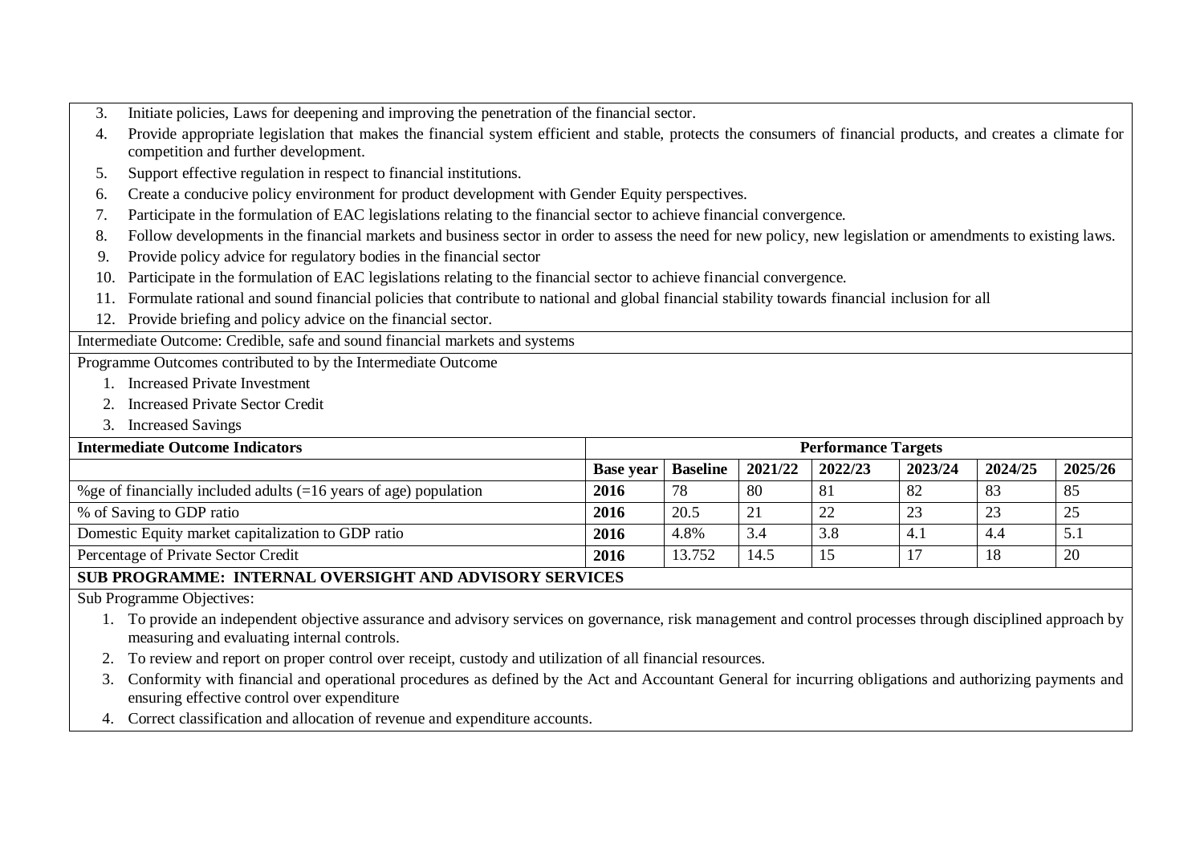3. Initiate policies, Laws for deepening and improving the penetration of the financial sector.
4. Provide appropriate legislation that makes the financial system efficient and stable, protects the consumers of financial products, and creates a climate for competition and further development.
5. Support effective regulation in respect to financial institutions.
6. Create a conducive policy environment for product development with Gender Equity perspectives.
7. Participate in the formulation of EAC legislations relating to the financial sector to achieve financial convergence.
8. Follow developments in the financial markets and business sector in order to assess the need for new policy, new legislation or amendments to existing laws.
9. Provide policy advice for regulatory bodies in the financial sector
10. Participate in the formulation of EAC legislations relating to the financial sector to achieve financial convergence.
11. Formulate rational and sound financial policies that contribute to national and global financial stability towards financial inclusion for all
12. Provide briefing and policy advice on the financial sector.

Intermediate Outcome: Credible, safe and sound financial markets and systems

Programme Outcomes contributed to by the Intermediate Outcome

1. Increased Private Investment
2. Increased Private Sector Credit
3. Increased Savings

| **Intermediate Outcome Indicators** | **Performance Targets** | | | | | | |
|---|---|---|---|---|---|---|---|
| | **Base year** | **Baseline** | **2021/22** | **2022/23** | **2023/24** | **2024/25** | **2025/26** |
| %ge of financially included adults (=16 years of age) population | **2016** | 78 | 80 | 81 | 82 | 83 | 85 |
| % of Saving to GDP ratio | **2016** | 20.5 | 21 | 22 | 23 | 23 | 25 |
| Domestic Equity market capitalization to GDP ratio | **2016** | 4.8% | 3.4 | 3.8 | 4.1 | 4.4 | 5.1 |
| Percentage of Private Sector Credit | **2016** | 13.752 | 14.5 | 15 | 17 | 18 | 20 |

**SUB PROGRAMME: INTERNAL OVERSIGHT AND ADVISORY SERVICES**

Sub Programme Objectives:

1. To provide an independent objective assurance and advisory services on governance, risk management and control processes through disciplined approach by measuring and evaluating internal controls.
2. To review and report on proper control over receipt, custody and utilization of all financial resources.
3. Conformity with financial and operational procedures as defined by the Act and Accountant General for incurring obligations and authorizing payments and ensuring effective control over expenditure
4. Correct classification and allocation of revenue and expenditure accounts.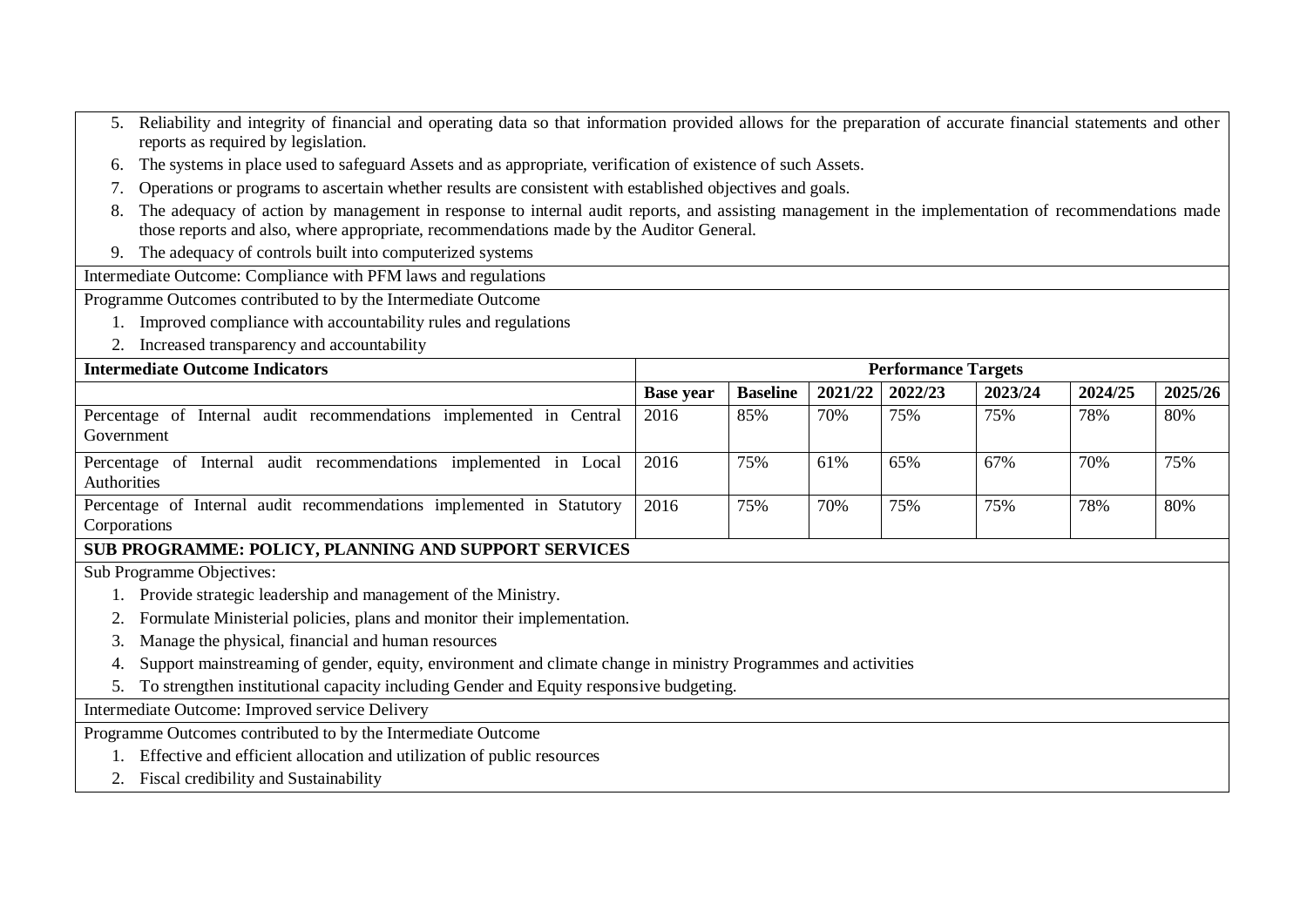5. Reliability and integrity of financial and operating data so that information provided allows for the preparation of accurate financial statements and other reports as required by legislation.
6. The systems in place used to safeguard Assets and as appropriate, verification of existence of such Assets.
7. Operations or programs to ascertain whether results are consistent with established objectives and goals.
8. The adequacy of action by management in response to internal audit reports, and assisting management in the implementation of recommendations made those reports and also, where appropriate, recommendations made by the Auditor General.
9. The adequacy of controls built into computerized systems

Intermediate Outcome: Compliance with PFM laws and regulations

Programme Outcomes contributed to by the Intermediate Outcome

1. Improved compliance with accountability rules and regulations
2. Increased transparency and accountability

| **Intermediate Outcome Indicators** | **Performance Targets** | | | | | | |
|---|---|---|---|---|---|---|---|
| | **Base year** | **Baseline** | **2021/22** | **2022/23** | **2023/24** | **2024/25** | **2025/26** |
| Percentage of Internal audit recommendations implemented in Central Government | 2016 | 85% | 70% | 75% | 75% | 78% | 80% |
| Percentage of Internal audit recommendations implemented in Local Authorities | 2016 | 75% | 61% | 65% | 67% | 70% | 75% |
| Percentage of Internal audit recommendations implemented in Statutory Corporations | 2016 | 75% | 70% | 75% | 75% | 78% | 80% |

**SUB PROGRAMME: POLICY, PLANNING AND SUPPORT SERVICES**

Sub Programme Objectives:

1. Provide strategic leadership and management of the Ministry.
2. Formulate Ministerial policies, plans and monitor their implementation.
3. Manage the physical, financial and human resources
4. Support mainstreaming of gender, equity, environment and climate change in ministry Programmes and activities
5. To strengthen institutional capacity including Gender and Equity responsive budgeting.

Intermediate Outcome: Improved service Delivery

Programme Outcomes contributed to by the Intermediate Outcome

1. Effective and efficient allocation and utilization of public resources
2. Fiscal credibility and Sustainability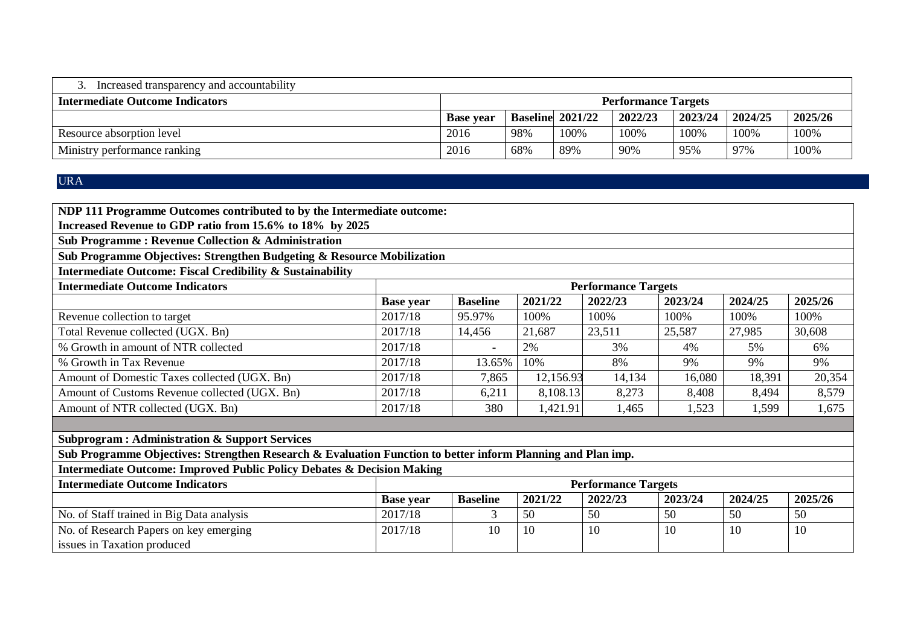| 3. Increased transparency and accountability | | | | | | | |
|---|---|---|---|---|---|---|---|
| **Intermediate Outcome Indicators** | **Performance Targets** | | | | | | |
| | **Base year** | **Baseline** | **2021/22** | **2022/23** | **2023/24** | **2024/25** | **2025/26** |
| Resource absorption level | 2016 | 98% | 100% | 100% | 100% | 100% | 100% |
| Ministry performance ranking | 2016 | 68% | 89% | 90% | 95% | 97% | 100% |

## URA

| **NDP 111 Programme Outcomes contributed to by the Intermediate outcome: Increased Revenue to GDP ratio from 15.6% to 18% by 2025** | | | | | | | |
|---|---|---|---|---|---|---|---|
| **Sub Programme : Revenue Collection & Administration** | | | | | | | |
| **Sub Programme Objectives: Strengthen Budgeting & Resource Mobilization** | | | | | | | |
| **Intermediate Outcome: Fiscal Credibility & Sustainability** | | | | | | | |
| **Intermediate Outcome Indicators** | **Performance Targets** | | | | | | |
| | **Base year** | **Baseline** | **2021/22** | **2022/23** | **2023/24** | **2024/25** | **2025/26** |
| Revenue collection to target | 2017/18 | 95.97% | 100% | 100% | 100% | 100% | 100% |
| Total Revenue collected (UGX. Bn) | 2017/18 | 14,456 | 21,687 | 23,511 | 25,587 | 27,985 | 30,608 |
| % Growth in amount of NTR collected | 2017/18 | - | 2% | 3% | 4% | 5% | 6% |
| % Growth in Tax Revenue | 2017/18 | 13.65% | 10% | 8% | 9% | 9% | 9% |
| Amount of Domestic Taxes collected (UGX. Bn) | 2017/18 | 7,865 | 12,156.93 | 14,134 | 16,080 | 18,391 | 20,354 |
| Amount of Customs Revenue collected (UGX. Bn) | 2017/18 | 6,211 | 8,108.13 | 8,273 | 8,408 | 8,494 | 8,579 |
| Amount of NTR collected (UGX. Bn) | 2017/18 | 380 | 1,421.91 | 1,465 | 1,523 | 1,599 | 1,675 |

| **Subprogram : Administration & Support Services** | | | | | | | |
|---|---|---|---|---|---|---|---|
| **Sub Programme Objectives: Strengthen Research & Evaluation Function to better inform Planning and Plan imp.** | | | | | | | |
| **Intermediate Outcome: Improved Public Policy Debates & Decision Making** | | | | | | | |
| **Intermediate Outcome Indicators** | **Performance Targets** | | | | | | |
| | **Base year** | **Baseline** | **2021/22** | **2022/23** | **2023/24** | **2024/25** | **2025/26** |
| No. of Staff trained in Big Data analysis | 2017/18 | 3 | 50 | 50 | 50 | 50 | 50 |
| No. of Research Papers on key emerging issues in Taxation produced | 2017/18 | 10 | 10 | 10 | 10 | 10 | 10 |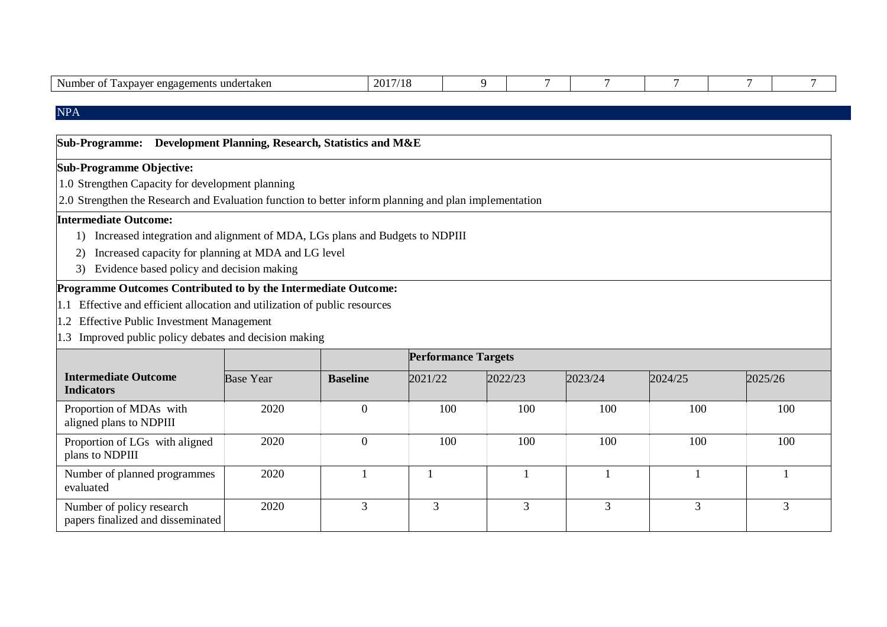| Number of Taxpayer engagements undertaken | 2017/18 | 9 | 7 | 7 | 7 | 7 | 7 |
|---|---|---|---|---|---|---|---|

NPA

**Sub-Programme: Development Planning, Research, Statistics and M&E**

**Sub-Programme Objective:**

1.0 Strengthen Capacity for development planning

2.0 Strengthen the Research and Evaluation function to better inform planning and plan implementation

**Intermediate Outcome:**

1) Increased integration and alignment of MDA, LGs plans and Budgets to NDPIII
2) Increased capacity for planning at MDA and LG level
3) Evidence based policy and decision making

**Programme Outcomes Contributed to by the Intermediate Outcome:**

1.1 Effective and efficient allocation and utilization of public resources

1.2 Effective Public Investment Management

1.3 Improved public policy debates and decision making

| | | | Performance Targets | | | | |
|---|---|---|---|---|---|---|---|
| **Intermediate Outcome Indicators** | Base Year | **Baseline** | 2021/22 | 2022/23 | 2023/24 | 2024/25 | 2025/26 |
| Proportion of MDAs with aligned plans to NDPIII | 2020 | 0 | 100 | 100 | 100 | 100 | 100 |
| Proportion of LGs with aligned plans to NDPIII | 2020 | 0 | 100 | 100 | 100 | 100 | 100 |
| Number of planned programmes evaluated | 2020 | 1 | 1 | 1 | 1 | 1 | 1 |
| Number of policy research papers finalized and disseminated | 2020 | 3 | 3 | 3 | 3 | 3 | 3 |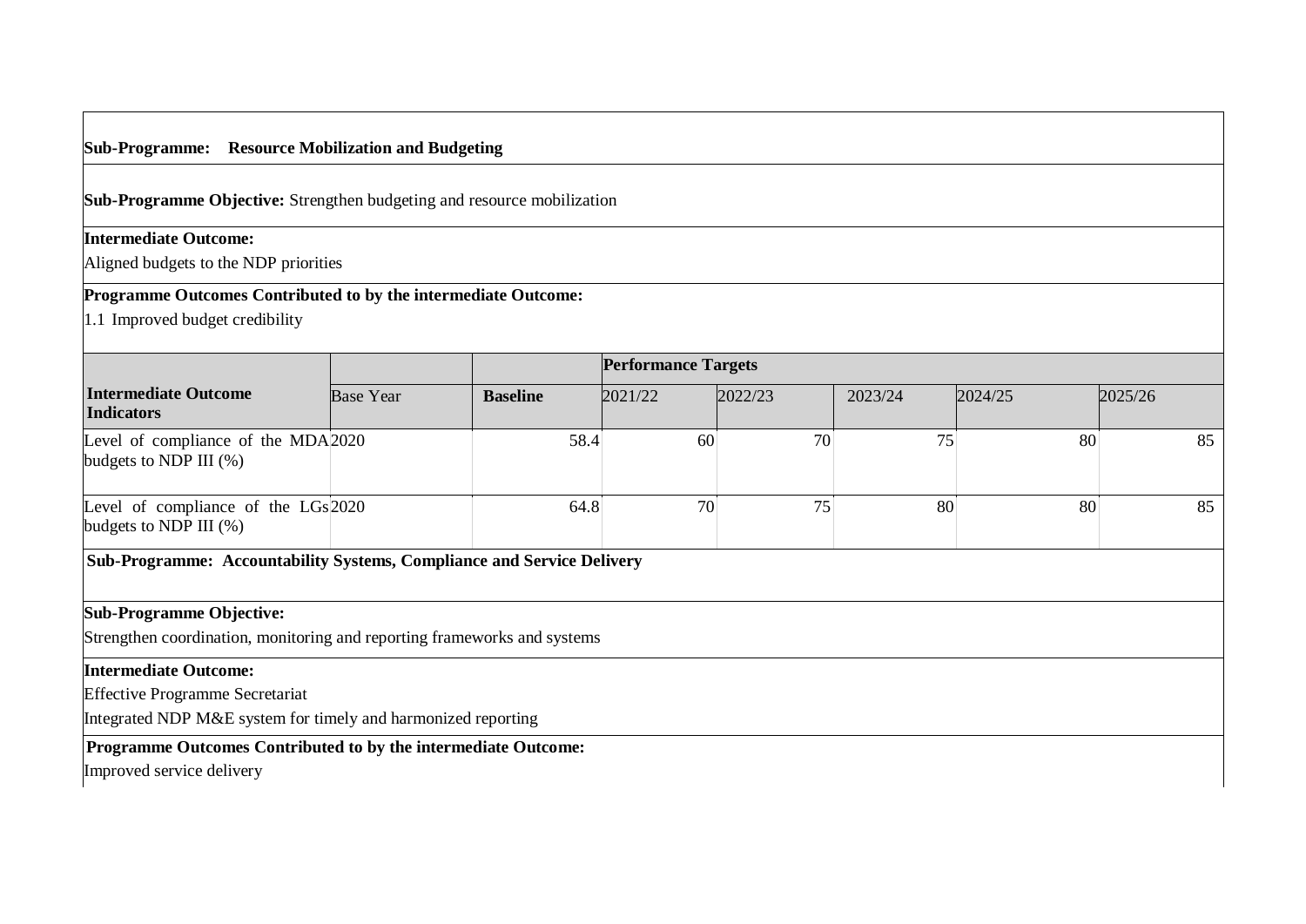**Sub-Programme: Resource Mobilization and Budgeting**

**Sub-Programme Objective:** Strengthen budgeting and resource mobilization

**Intermediate Outcome:**

Aligned budgets to the NDP priorities

**Programme Outcomes Contributed to by the intermediate Outcome:**

1.1 Improved budget credibility

| | | | Performance Targets | | | | |
|---|---|---|---|---|---|---|---|
| **Intermediate Outcome Indicators** | Base Year | **Baseline** | 2021/22 | 2022/23 | 2023/24 | 2024/25 | 2025/26 |
| Level of compliance of the MDA budgets to NDP III (%) | 2020 | 58.4 | 60 | 70 | 75 | 80 | 85 |
| Level of compliance of the LGs budgets to NDP III (%) | 2020 | 64.8 | 70 | 75 | 80 | 80 | 85 |

**Sub-Programme: Accountability Systems, Compliance and Service Delivery**

**Sub-Programme Objective:**

Strengthen coordination, monitoring and reporting frameworks and systems

**Intermediate Outcome:**

Effective Programme Secretariat

Integrated NDP M&E system for timely and harmonized reporting

**Programme Outcomes Contributed to by the intermediate Outcome:**

Improved service delivery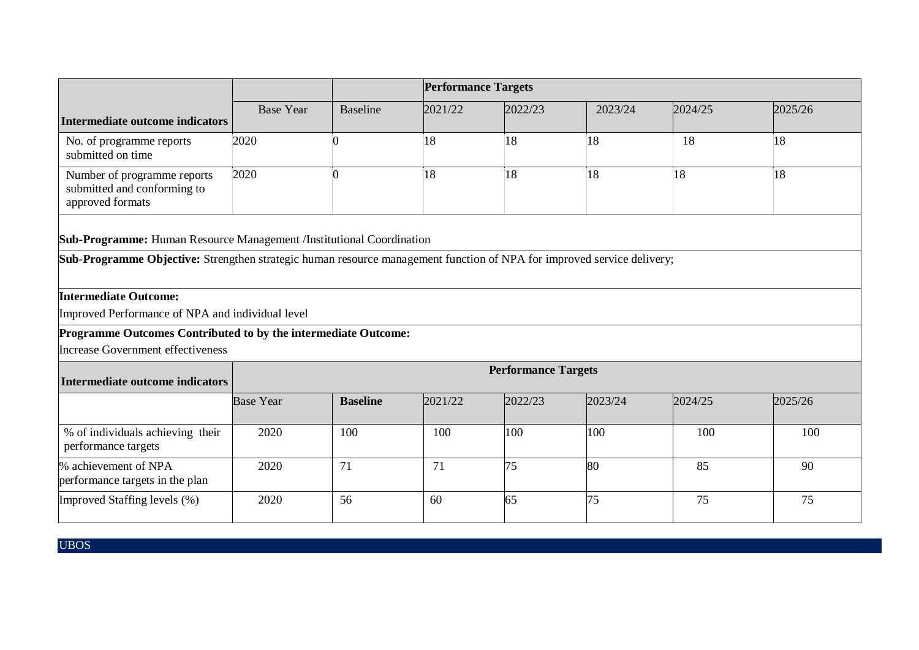| Intermediate outcome indicators | | | Performance Targets | | | | |
|---|---|---|---|---|---|---|---|
| | Base Year | Baseline | 2021/22 | 2022/23 | 2023/24 | 2024/25 | 2025/26 |
| No. of programme reports submitted on time | 2020 | 0 | 18 | 18 | 18 | 18 | 18 |
| Number of programme reports submitted and conforming to approved formats | 2020 | 0 | 18 | 18 | 18 | 18 | 18 |

**Sub-Programme:** Human Resource Management /Institutional Coordination

**Sub-Programme Objective:** Strengthen strategic human resource management function of NPA for improved service delivery;

**Intermediate Outcome:**

Improved Performance of NPA and individual level

**Programme Outcomes Contributed to by the intermediate Outcome:**

Increase Government effectiveness

| Intermediate outcome indicators | Performance Targets | | | | | | |
|---|---|---|---|---|---|---|---|
| | Base Year | **Baseline** | 2021/22 | 2022/23 | 2023/24 | 2024/25 | 2025/26 |
| % of individuals achieving their performance targets | 2020 | 100 | 100 | 100 | 100 | 100 | 100 |
| % achievement of NPA performance targets in the plan | 2020 | 71 | 71 | 75 | 80 | 85 | 90 |
| Improved Staffing levels (%) | 2020 | 56 | 60 | 65 | 75 | 75 | 75 |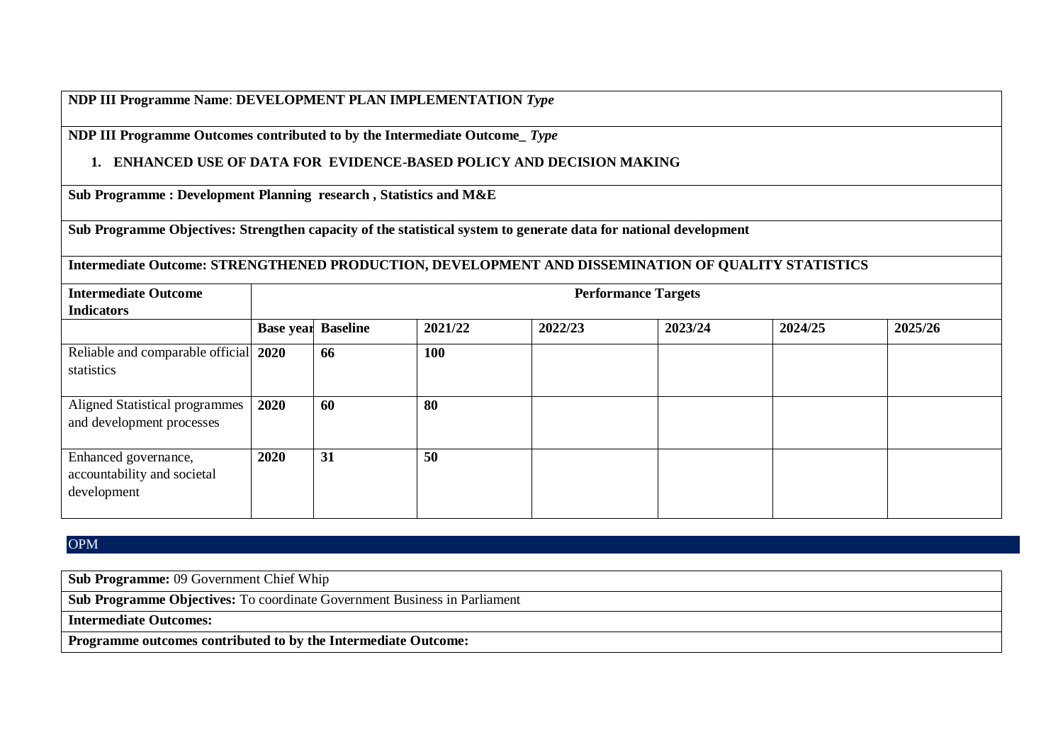| **NDP III Programme Name**: **DEVELOPMENT PLAN IMPLEMENTATION** ***Type*** | | | | | | | |
|---|---|---|---|---|---|---|---|
| **NDP III Programme Outcomes contributed to by the Intermediate Outcome_** ***Type*** <br> **1. ENHANCED USE OF DATA FOR EVIDENCE-BASED POLICY AND DECISION MAKING** | | | | | | | |
| **Sub Programme : Development Planning research , Statistics and M&E** | | | | | | | |
| **Sub Programme Objectives: Strengthen capacity of the statistical system to generate data for national development** | | | | | | | |
| **Intermediate Outcome: STRENGTHENED PRODUCTION, DEVELOPMENT AND DISSEMINATION OF QUALITY STATISTICS** | | | | | | | |
| **Intermediate Outcome Indicators** | **Performance Targets** | | | | | | |
| | **Base year** | **Baseline** | **2021/22** | **2022/23** | **2023/24** | **2024/25** | **2025/26** |
| Reliable and comparable official statistics | **2020** | **66** | **100** | | | | |
| Aligned Statistical programmes and development processes | **2020** | **60** | **80** | | | | |
| Enhanced governance, accountability and societal development | **2020** | **31** | **50** | | | | |

OPM

| **Sub Programme:** 09 Government Chief Whip |
|---|
| **Sub Programme Objectives:** To coordinate Government Business in Parliament |
| **Intermediate Outcomes:** |
| **Programme outcomes contributed to by the Intermediate Outcome:** |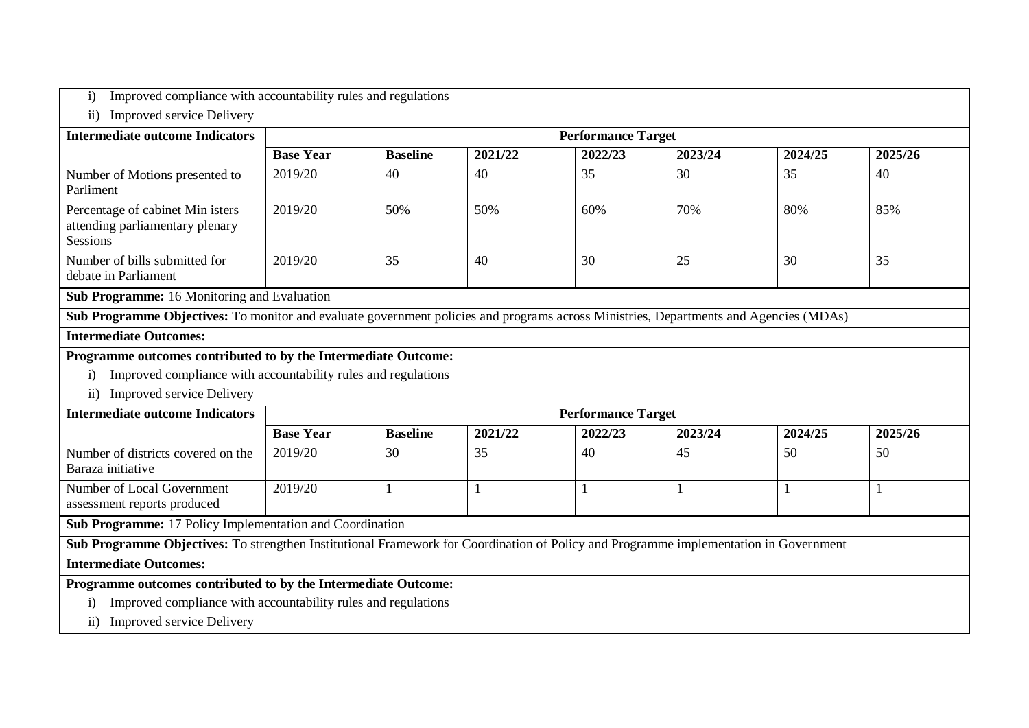i) Improved compliance with accountability rules and regulations

ii) Improved service Delivery

| Intermediate outcome Indicators | Performance Target | | | | | | |
|---|---|---|---|---|---|---|---|
| | **Base Year** | **Baseline** | **2021/22** | **2022/23** | **2023/24** | **2024/25** | **2025/26** |
| Number of Motions presented to Parliment | 2019/20 | 40 | 40 | 35 | 30 | 35 | 40 |
| Percentage of cabinet Min isters attending parliamentary plenary Sessions | 2019/20 | 50% | 50% | 60% | 70% | 80% | 85% |
| Number of bills submitted for debate in Parliament | 2019/20 | 35 | 40 | 30 | 25 | 30 | 35 |

**Sub Programme:** 16 Monitoring and Evaluation

**Sub Programme Objectives:** To monitor and evaluate government policies and programs across Ministries, Departments and Agencies (MDAs)

**Intermediate Outcomes:**

**Programme outcomes contributed to by the Intermediate Outcome:**

i) Improved compliance with accountability rules and regulations

ii) Improved service Delivery

| Intermediate outcome Indicators | Performance Target | | | | | | |
|---|---|---|---|---|---|---|---|
| | **Base Year** | **Baseline** | **2021/22** | **2022/23** | **2023/24** | **2024/25** | **2025/26** |
| Number of districts covered on the Baraza initiative | 2019/20 | 30 | 35 | 40 | 45 | 50 | 50 |
| Number of Local Government assessment reports produced | 2019/20 | 1 | 1 | 1 | 1 | 1 | 1 |

**Sub Programme:** 17 Policy Implementation and Coordination

**Sub Programme Objectives:** To strengthen Institutional Framework for Coordination of Policy and Programme implementation in Government

**Intermediate Outcomes:**

**Programme outcomes contributed to by the Intermediate Outcome:**

i) Improved compliance with accountability rules and regulations

ii) Improved service Delivery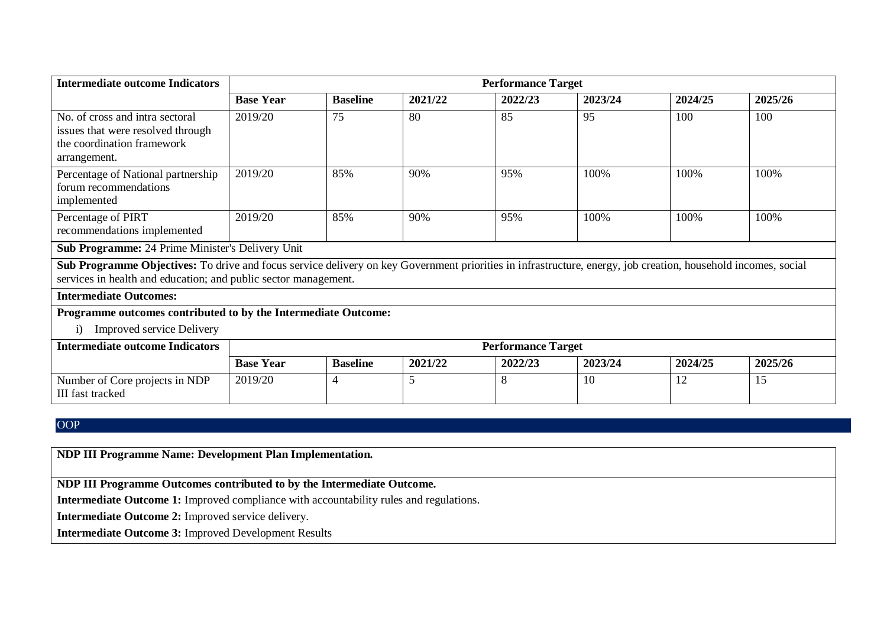| Intermediate outcome Indicators | Performance Target | | | | | | |
|---|---|---|---|---|---|---|---|
| | **Base Year** | **Baseline** | **2021/22** | **2022/23** | **2023/24** | **2024/25** | **2025/26** |
| No. of cross and intra sectoral issues that were resolved through the coordination framework arrangement. | 2019/20 | 75 | 80 | 85 | 95 | 100 | 100 |
| Percentage of National partnership forum recommendations implemented | 2019/20 | 85% | 90% | 95% | 100% | 100% | 100% |
| Percentage of PIRT recommendations implemented | 2019/20 | 85% | 90% | 95% | 100% | 100% | 100% |

**Sub Programme:** 24 Prime Minister's Delivery Unit

**Sub Programme Objectives:** To drive and focus service delivery on key Government priorities in infrastructure, energy, job creation, household incomes, social services in health and education; and public sector management.

**Intermediate Outcomes:**

**Programme outcomes contributed to by the Intermediate Outcome:**

i) Improved service Delivery

| Intermediate outcome Indicators | Performance Target | | | | | | |
|---|---|---|---|---|---|---|---|
| | **Base Year** | **Baseline** | **2021/22** | **2022/23** | **2023/24** | **2024/25** | **2025/26** |
| Number of Core projects in NDP III fast tracked | 2019/20 | 4 | 5 | 8 | 10 | 12 | 15 |

OOP

**NDP III Programme Name: Development Plan Implementation.**

**NDP III Programme Outcomes contributed to by the Intermediate Outcome.**

**Intermediate Outcome 1:** Improved compliance with accountability rules and regulations.

**Intermediate Outcome 2:** Improved service delivery.

**Intermediate Outcome 3:** Improved Development Results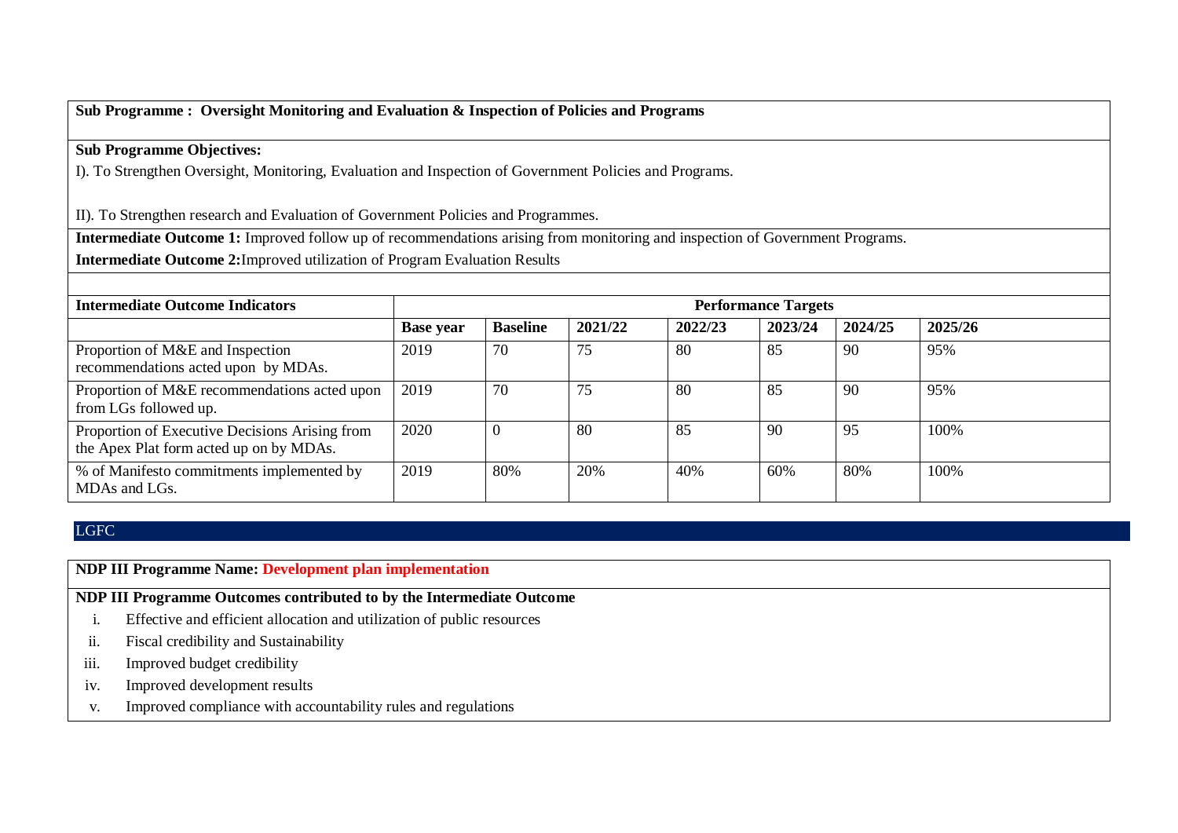**Sub Programme : Oversight Monitoring and Evaluation & Inspection of Policies and Programs**

**Sub Programme Objectives:**

I). To Strengthen Oversight, Monitoring, Evaluation and Inspection of Government Policies and Programs.

II). To Strengthen research and Evaluation of Government Policies and Programmes.

**Intermediate Outcome 1:** Improved follow up of recommendations arising from monitoring and inspection of Government Programs.

**Intermediate Outcome 2:** Improved utilization of Program Evaluation Results

| **Intermediate Outcome Indicators** | **Performance Targets** | | | | | | |
|---|---|---|---|---|---|---|---|
| | **Base year** | **Baseline** | **2021/22** | **2022/23** | **2023/24** | **2024/25** | **2025/26** |
| Proportion of M&E and Inspection recommendations acted upon by MDAs. | 2019 | 70 | 75 | 80 | 85 | 90 | 95% |
| Proportion of M&E recommendations acted upon from LGs followed up. | 2019 | 70 | 75 | 80 | 85 | 90 | 95% |
| Proportion of Executive Decisions Arising from the Apex Plat form acted up on by MDAs. | 2020 | 0 | 80 | 85 | 90 | 95 | 100% |
| % of Manifesto commitments implemented by MDAs and LGs. | 2019 | 80% | 20% | 40% | 60% | 80% | 100% |

## LGFC

**NDP III Programme Name: Development plan implementation**

**NDP III Programme Outcomes contributed to by the Intermediate Outcome**

i. Effective and efficient allocation and utilization of public resources
ii. Fiscal credibility and Sustainability
iii. Improved budget credibility
iv. Improved development results
v. Improved compliance with accountability rules and regulations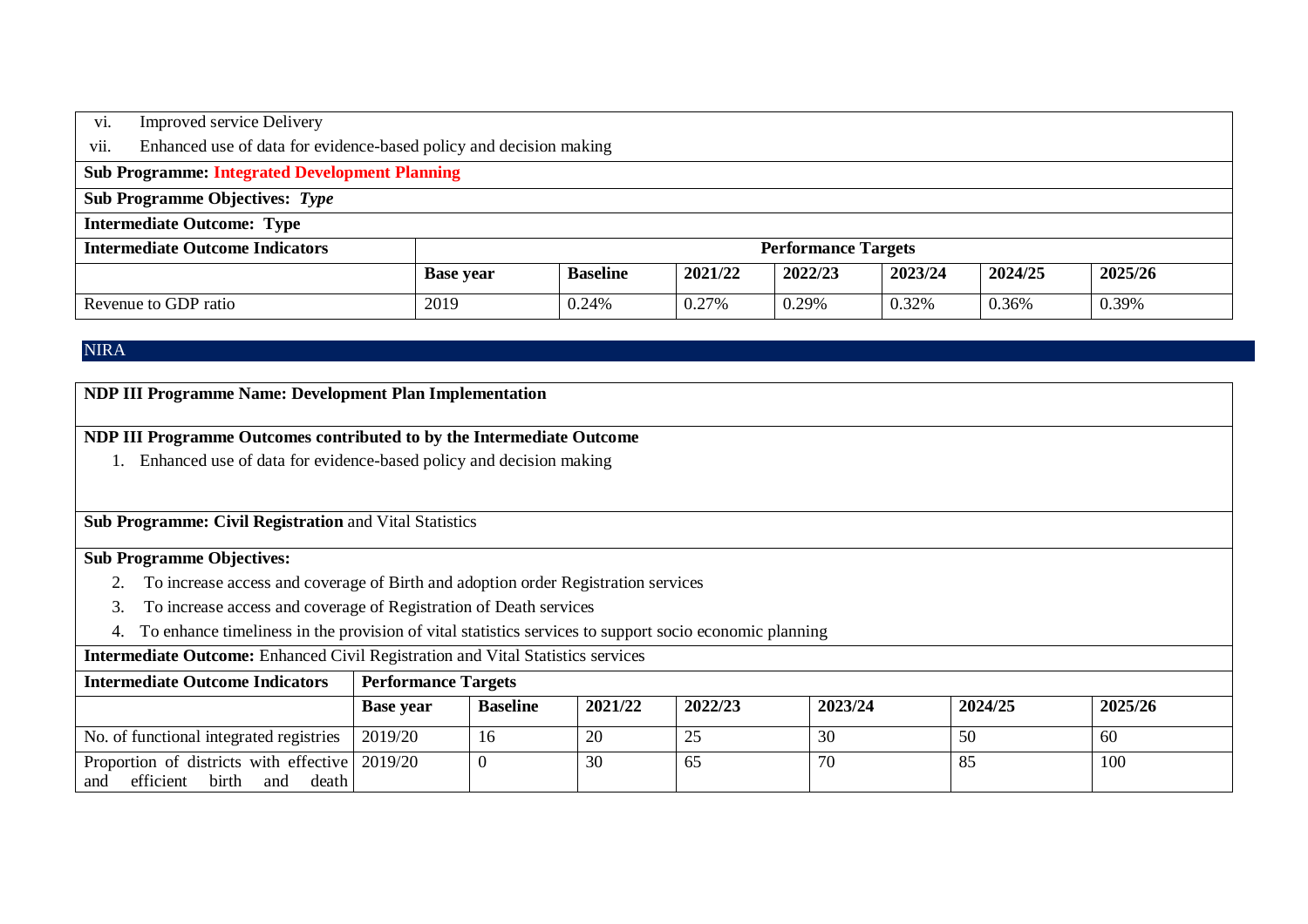vi. Improved service Delivery

vii. Enhanced use of data for evidence-based policy and decision making

| **Sub Programme: Integrated Development Planning** | | | | | | | |
|---|---|---|---|---|---|---|---|
| **Sub Programme Objectives:** ***Type*** | | | | | | | |
| **Intermediate Outcome: Type** | | | | | | | |
| **Intermediate Outcome Indicators** | **Performance Targets** | | | | | | |
| | **Base year** | **Baseline** | **2021/22** | **2022/23** | **2023/24** | **2024/25** | **2025/26** |
| Revenue to GDP ratio | 2019 | 0.24% | 0.27% | 0.29% | 0.32% | 0.36% | 0.39% |

## NIRA

**NDP III Programme Name: Development Plan Implementation**

**NDP III Programme Outcomes contributed to by the Intermediate Outcome**

1. Enhanced use of data for evidence-based policy and decision making

**Sub Programme: Civil Registration** and Vital Statistics

**Sub Programme Objectives:**

2. To increase access and coverage of Birth and adoption order Registration services
3. To increase access and coverage of Registration of Death services
4. To enhance timeliness in the provision of vital statistics services to support socio economic planning

**Intermediate Outcome:** Enhanced Civil Registration and Vital Statistics services

| **Intermediate Outcome Indicators** | **Performance Targets** | | | | | | |
|---|---|---|---|---|---|---|---|
| | **Base year** | **Baseline** | **2021/22** | **2022/23** | **2023/24** | **2024/25** | **2025/26** |
| No. of functional integrated registries | 2019/20 | 16 | 20 | 25 | 30 | 50 | 60 |
| Proportion of districts with effective and efficient birth and death | 2019/20 | 0 | 30 | 65 | 70 | 85 | 100 |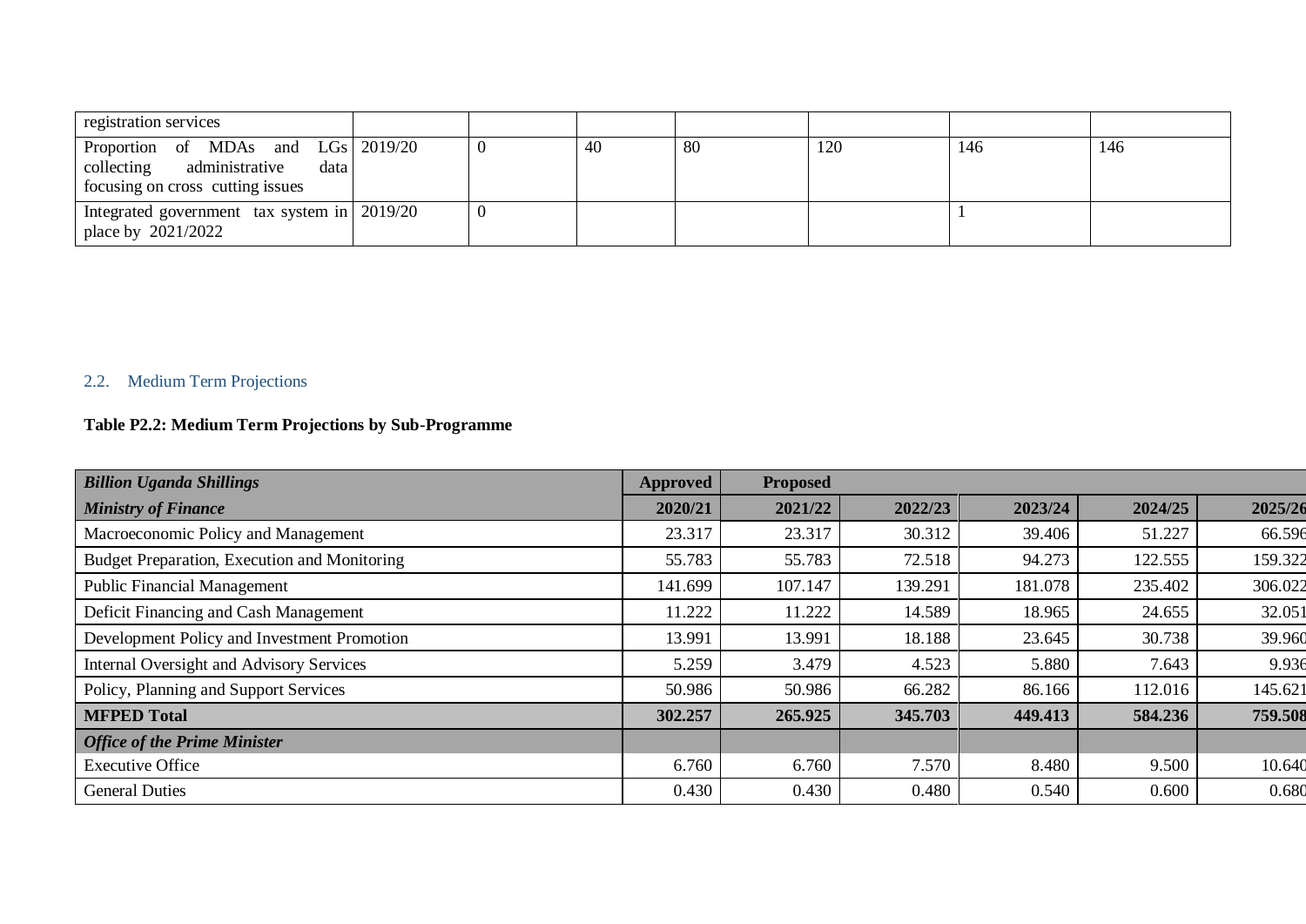| registration services | | | | | | | |
|---|---|---|---|---|---|---|---|
| Proportion of MDAs and LGs collecting administrative data focusing on cross cutting issues | 2019/20 | 0 | 40 | 80 | 120 | 146 | 146 |
| Integrated government tax system in place by 2021/2022 | 2019/20 | 0 | | | | 1 | |

## 2.2. Medium Term Projections

**Table P2.2: Medium Term Projections by Sub-Programme**

| ***Billion Uganda Shillings*** | **Approved** | **Proposed** | | | | |
|---|---|---|---|---|---|---|
| ***Ministry of Finance*** | **2020/21** | **2021/22** | **2022/23** | **2023/24** | **2024/25** | **2025/26** |
| Macroeconomic Policy and Management | 23.317 | 23.317 | 30.312 | 39.406 | 51.227 | 66.596 |
| Budget Preparation, Execution and Monitoring | 55.783 | 55.783 | 72.518 | 94.273 | 122.555 | 159.322 |
| Public Financial Management | 141.699 | 107.147 | 139.291 | 181.078 | 235.402 | 306.022 |
| Deficit Financing and Cash Management | 11.222 | 11.222 | 14.589 | 18.965 | 24.655 | 32.051 |
| Development Policy and Investment Promotion | 13.991 | 13.991 | 18.188 | 23.645 | 30.738 | 39.960 |
| Internal Oversight and Advisory Services | 5.259 | 3.479 | 4.523 | 5.880 | 7.643 | 9.936 |
| Policy, Planning and Support Services | 50.986 | 50.986 | 66.282 | 86.166 | 112.016 | 145.621 |
| **MFPED Total** | **302.257** | **265.925** | **345.703** | **449.413** | **584.236** | **759.508** |
| ***Office of the Prime Minister*** | | | | | | |
| Executive Office | 6.760 | 6.760 | 7.570 | 8.480 | 9.500 | 10.640 |
| General Duties | 0.430 | 0.430 | 0.480 | 0.540 | 0.600 | 0.680 |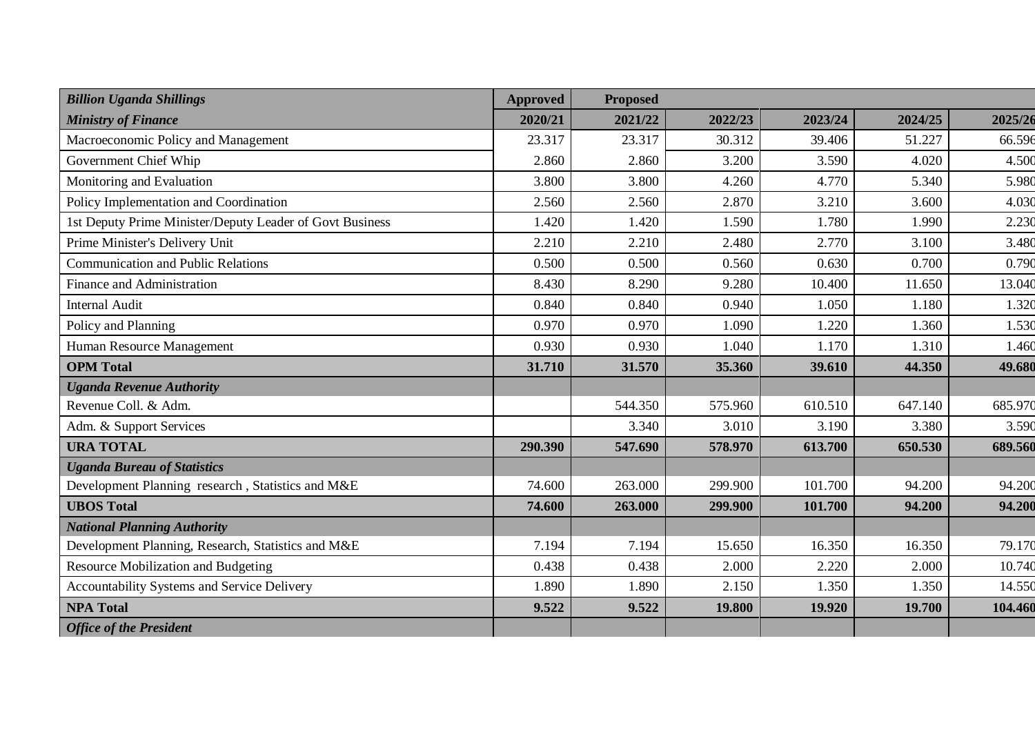| *Billion Uganda Shillings* | Approved | Proposed | | | | |
|---|---|---|---|---|---|---|
| ***Ministry of Finance*** | **2020/21** | **2021/22** | **2022/23** | **2023/24** | **2024/25** | **2025/26** |
| Macroeconomic Policy and Management | 23.317 | 23.317 | 30.312 | 39.406 | 51.227 | 66.596 |
| Government Chief Whip | 2.860 | 2.860 | 3.200 | 3.590 | 4.020 | 4.500 |
| Monitoring and Evaluation | 3.800 | 3.800 | 4.260 | 4.770 | 5.340 | 5.980 |
| Policy Implementation and Coordination | 2.560 | 2.560 | 2.870 | 3.210 | 3.600 | 4.030 |
| 1st Deputy Prime Minister/Deputy Leader of Govt Business | 1.420 | 1.420 | 1.590 | 1.780 | 1.990 | 2.230 |
| Prime Minister's Delivery Unit | 2.210 | 2.210 | 2.480 | 2.770 | 3.100 | 3.480 |
| Communication and Public Relations | 0.500 | 0.500 | 0.560 | 0.630 | 0.700 | 0.790 |
| Finance and Administration | 8.430 | 8.290 | 9.280 | 10.400 | 11.650 | 13.040 |
| Internal Audit | 0.840 | 0.840 | 0.940 | 1.050 | 1.180 | 1.320 |
| Policy and Planning | 0.970 | 0.970 | 1.090 | 1.220 | 1.360 | 1.530 |
| Human Resource Management | 0.930 | 0.930 | 1.040 | 1.170 | 1.310 | 1.460 |
| **OPM Total** | **31.710** | **31.570** | **35.360** | **39.610** | **44.350** | **49.680** |
| ***Uganda Revenue Authority*** | | | | | | |
| Revenue Coll. & Adm. | | 544.350 | 575.960 | 610.510 | 647.140 | 685.970 |
| Adm. & Support Services | | 3.340 | 3.010 | 3.190 | 3.380 | 3.590 |
| **URA TOTAL** | **290.390** | **547.690** | **578.970** | **613.700** | **650.530** | **689.560** |
| ***Uganda Bureau of Statistics*** | | | | | | |
| Development Planning research , Statistics and M&E | 74.600 | 263.000 | 299.900 | 101.700 | 94.200 | 94.200 |
| **UBOS Total** | **74.600** | **263.000** | **299.900** | **101.700** | **94.200** | **94.200** |
| ***National Planning Authority*** | | | | | | |
| Development Planning, Research, Statistics and M&E | 7.194 | 7.194 | 15.650 | 16.350 | 16.350 | 79.170 |
| Resource Mobilization and Budgeting | 0.438 | 0.438 | 2.000 | 2.220 | 2.000 | 10.740 |
| Accountability Systems and Service Delivery | 1.890 | 1.890 | 2.150 | 1.350 | 1.350 | 14.550 |
| **NPA Total** | **9.522** | **9.522** | **19.800** | **19.920** | **19.700** | **104.460** |
| ***Office of the President*** | | | | | | |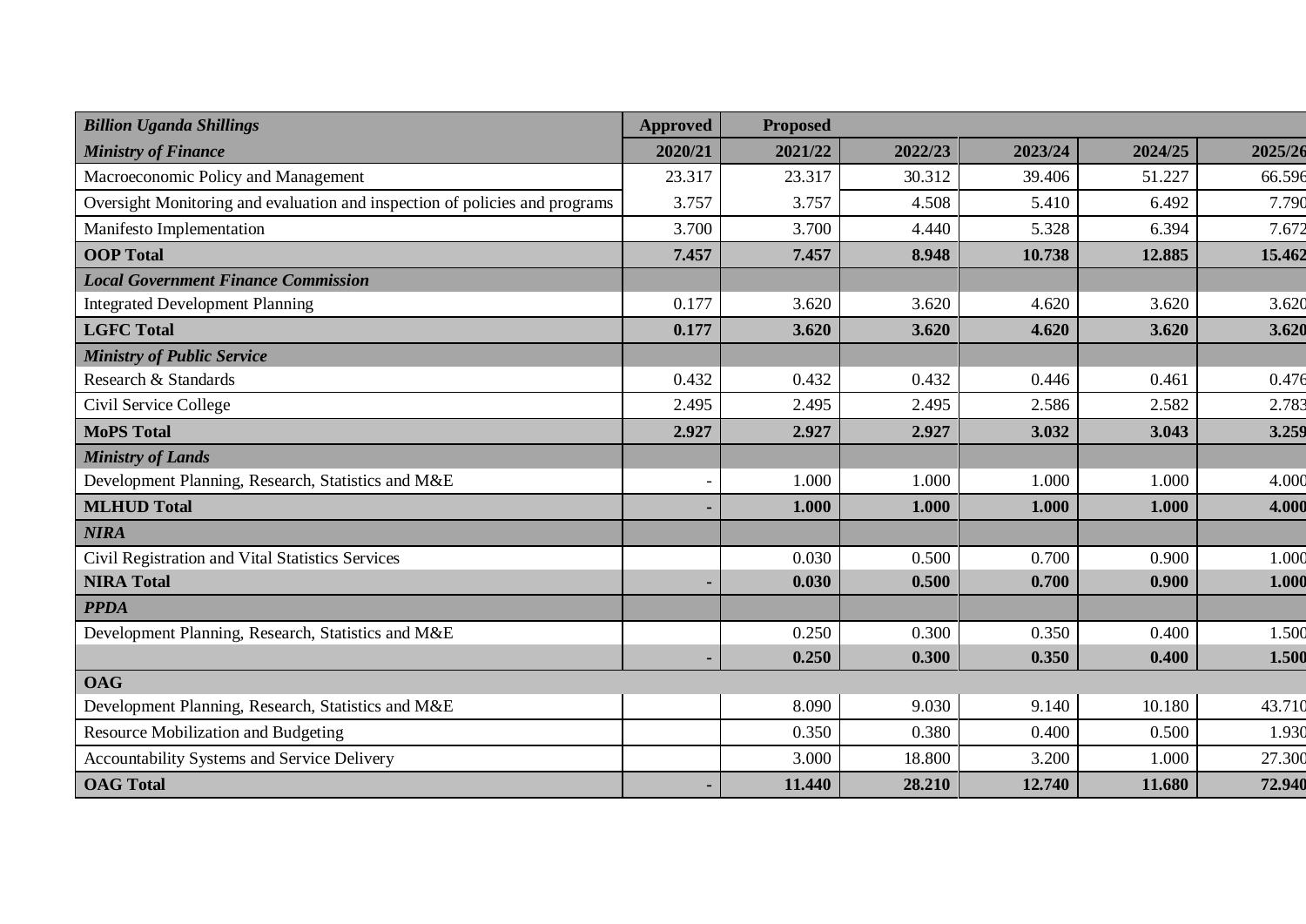| *Billion Uganda Shillings* | Approved | Proposed | | | | |
|---|---|---|---|---|---|---|
| ***Ministry of Finance*** | **2020/21** | **2021/22** | **2022/23** | **2023/24** | **2024/25** | **2025/26** |
| Macroeconomic Policy and Management | 23.317 | 23.317 | 30.312 | 39.406 | 51.227 | 66.596 |
| Oversight Monitoring and evaluation and inspection of policies and programs | 3.757 | 3.757 | 4.508 | 5.410 | 6.492 | 7.790 |
| Manifesto Implementation | 3.700 | 3.700 | 4.440 | 5.328 | 6.394 | 7.672 |
| **OOP Total** | **7.457** | **7.457** | **8.948** | **10.738** | **12.885** | **15.462** |
| ***Local Government Finance Commission*** | | | | | | |
| Integrated Development Planning | 0.177 | 3.620 | 3.620 | 4.620 | 3.620 | 3.620 |
| **LGFC Total** | **0.177** | **3.620** | **3.620** | **4.620** | **3.620** | **3.620** |
| ***Ministry of Public Service*** | | | | | | |
| Research & Standards | 0.432 | 0.432 | 0.432 | 0.446 | 0.461 | 0.476 |
| Civil Service College | 2.495 | 2.495 | 2.495 | 2.586 | 2.582 | 2.783 |
| **MoPS Total** | **2.927** | **2.927** | **2.927** | **3.032** | **3.043** | **3.259** |
| ***Ministry of Lands*** | | | | | | |
| Development Planning, Research, Statistics and M&E | - | 1.000 | 1.000 | 1.000 | 1.000 | 4.000 |
| **MLHUD Total** | **-** | **1.000** | **1.000** | **1.000** | **1.000** | **4.000** |
| ***NIRA*** | | | | | | |
| Civil Registration and Vital Statistics Services | | 0.030 | 0.500 | 0.700 | 0.900 | 1.000 |
| **NIRA Total** | **-** | **0.030** | **0.500** | **0.700** | **0.900** | **1.000** |
| ***PPDA*** | | | | | | |
| Development Planning, Research, Statistics and M&E | | 0.250 | 0.300 | 0.350 | 0.400 | 1.500 |
| | **-** | **0.250** | **0.300** | **0.350** | **0.400** | **1.500** |
| **OAG** | | | | | | |
| Development Planning, Research, Statistics and M&E | | 8.090 | 9.030 | 9.140 | 10.180 | 43.710 |
| Resource Mobilization and Budgeting | | 0.350 | 0.380 | 0.400 | 0.500 | 1.930 |
| Accountability Systems and Service Delivery | | 3.000 | 18.800 | 3.200 | 1.000 | 27.300 |
| **OAG Total** | **-** | **11.440** | **28.210** | **12.740** | **11.680** | **72.940** |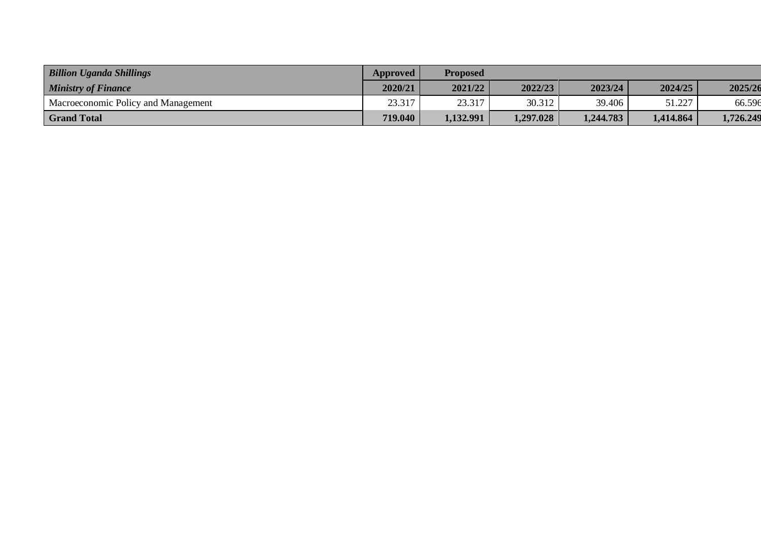| *Billion Uganda Shillings* | Approved | Proposed | | | | |
|---|---|---|---|---|---|---|
| ***Ministry of Finance*** | **2020/21** | **2021/22** | **2022/23** | **2023/24** | **2024/25** | **2025/26** |
| Macroeconomic Policy and Management | 23.317 | 23.317 | 30.312 | 39.406 | 51.227 | 66.596 |
| **Grand Total** | **719.040** | **1,132.991** | **1,297.028** | **1,244.783** | **1,414.864** | **1,726.249** |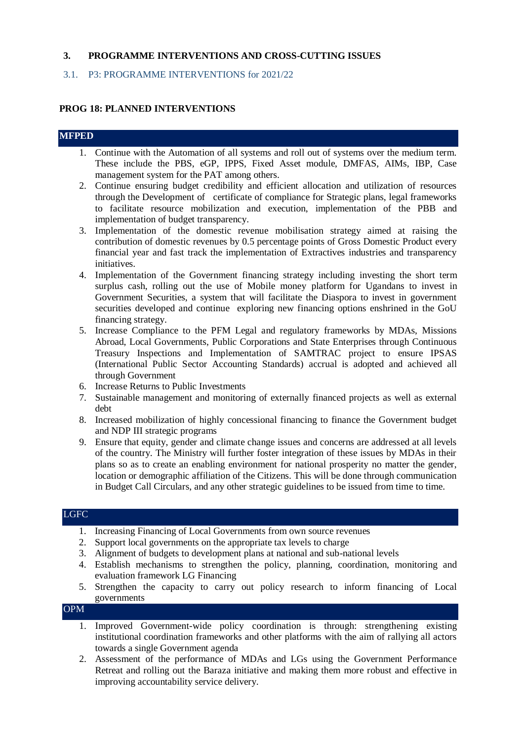## 3. PROGRAMME INTERVENTIONS AND CROSS-CUTTING ISSUES

### 3.1. P3: PROGRAMME INTERVENTIONS for 2021/22

#### PROG 18: PLANNED INTERVENTIONS

**MFPED**

1. Continue with the Automation of all systems and roll out of systems over the medium term. These include the PBS, eGP, IPPS, Fixed Asset module, DMFAS, AIMs, IBP, Case management system for the PAT among others.
2. Continue ensuring budget credibility and efficient allocation and utilization of resources through the Development of certificate of compliance for Strategic plans, legal frameworks to facilitate resource mobilization and execution, implementation of the PBB and implementation of budget transparency.
3. Implementation of the domestic revenue mobilisation strategy aimed at raising the contribution of domestic revenues by 0.5 percentage points of Gross Domestic Product every financial year and fast track the implementation of Extractives industries and transparency initiatives.
4. Implementation of the Government financing strategy including investing the short term surplus cash, rolling out the use of Mobile money platform for Ugandans to invest in Government Securities, a system that will facilitate the Diaspora to invest in government securities developed and continue exploring new financing options enshrined in the GoU financing strategy.
5. Increase Compliance to the PFM Legal and regulatory frameworks by MDAs, Missions Abroad, Local Governments, Public Corporations and State Enterprises through Continuous Treasury Inspections and Implementation of SAMTRAC project to ensure IPSAS (International Public Sector Accounting Standards) accrual is adopted and achieved all through Government
6. Increase Returns to Public Investments
7. Sustainable management and monitoring of externally financed projects as well as external debt
8. Increased mobilization of highly concessional financing to finance the Government budget and NDP III strategic programs
9. Ensure that equity, gender and climate change issues and concerns are addressed at all levels of the country. The Ministry will further foster integration of these issues by MDAs in their plans so as to create an enabling environment for national prosperity no matter the gender, location or demographic affiliation of the Citizens. This will be done through communication in Budget Call Circulars, and any other strategic guidelines to be issued from time to time.

**LGFC**

1. Increasing Financing of Local Governments from own source revenues
2. Support local governments on the appropriate tax levels to charge
3. Alignment of budgets to development plans at national and sub-national levels
4. Establish mechanisms to strengthen the policy, planning, coordination, monitoring and evaluation framework LG Financing
5. Strengthen the capacity to carry out policy research to inform financing of Local governments

**OPM**

1. Improved Government-wide policy coordination is through: strengthening existing institutional coordination frameworks and other platforms with the aim of rallying all actors towards a single Government agenda
2. Assessment of the performance of MDAs and LGs using the Government Performance Retreat and rolling out the Baraza initiative and making them more robust and effective in improving accountability service delivery.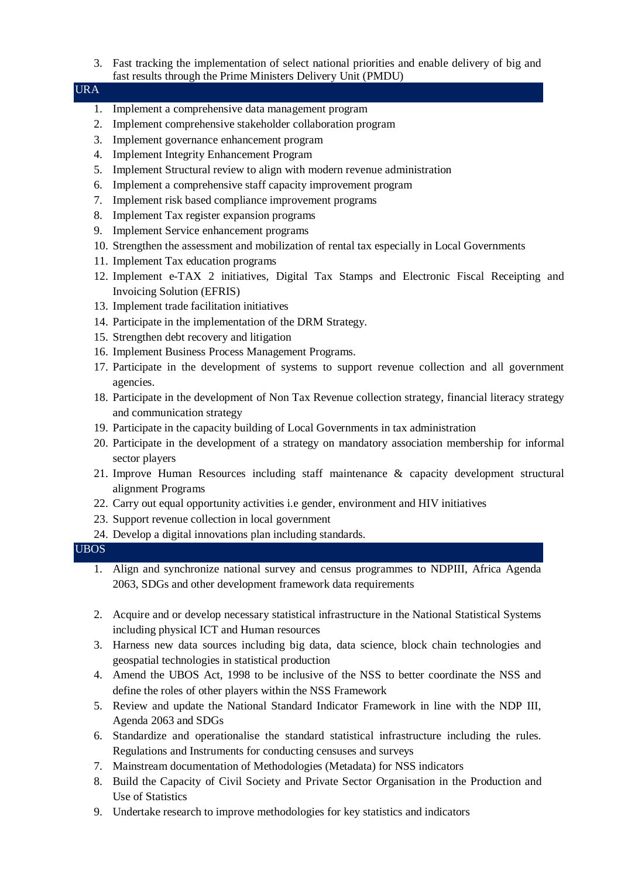3. Fast tracking the implementation of select national priorities and enable delivery of big and fast results through the Prime Ministers Delivery Unit (PMDU)

## URA

1. Implement a comprehensive data management program
2. Implement comprehensive stakeholder collaboration program
3. Implement governance enhancement program
4. Implement Integrity Enhancement Program
5. Implement Structural review to align with modern revenue administration
6. Implement a comprehensive staff capacity improvement program
7. Implement risk based compliance improvement programs
8. Implement Tax register expansion programs
9. Implement Service enhancement programs
10. Strengthen the assessment and mobilization of rental tax especially in Local Governments
11. Implement Tax education programs
12. Implement e-TAX 2 initiatives, Digital Tax Stamps and Electronic Fiscal Receipting and Invoicing Solution (EFRIS)
13. Implement trade facilitation initiatives
14. Participate in the implementation of the DRM Strategy.
15. Strengthen debt recovery and litigation
16. Implement Business Process Management Programs.
17. Participate in the development of systems to support revenue collection and all government agencies.
18. Participate in the development of Non Tax Revenue collection strategy, financial literacy strategy and communication strategy
19. Participate in the capacity building of Local Governments in tax administration
20. Participate in the development of a strategy on mandatory association membership for informal sector players
21. Improve Human Resources including staff maintenance & capacity development structural alignment Programs
22. Carry out equal opportunity activities i.e gender, environment and HIV initiatives
23. Support revenue collection in local government
24. Develop a digital innovations plan including standards.

## UBOS

1. Align and synchronize national survey and census programmes to NDPIII, Africa Agenda 2063, SDGs and other development framework data requirements
2. Acquire and or develop necessary statistical infrastructure in the National Statistical Systems including physical ICT and Human resources
3. Harness new data sources including big data, data science, block chain technologies and geospatial technologies in statistical production
4. Amend the UBOS Act, 1998 to be inclusive of the NSS to better coordinate the NSS and define the roles of other players within the NSS Framework
5. Review and update the National Standard Indicator Framework in line with the NDP III, Agenda 2063 and SDGs
6. Standardize and operationalise the standard statistical infrastructure including the rules. Regulations and Instruments for conducting censuses and surveys
7. Mainstream documentation of Methodologies (Metadata) for NSS indicators
8. Build the Capacity of Civil Society and Private Sector Organisation in the Production and Use of Statistics
9. Undertake research to improve methodologies for key statistics and indicators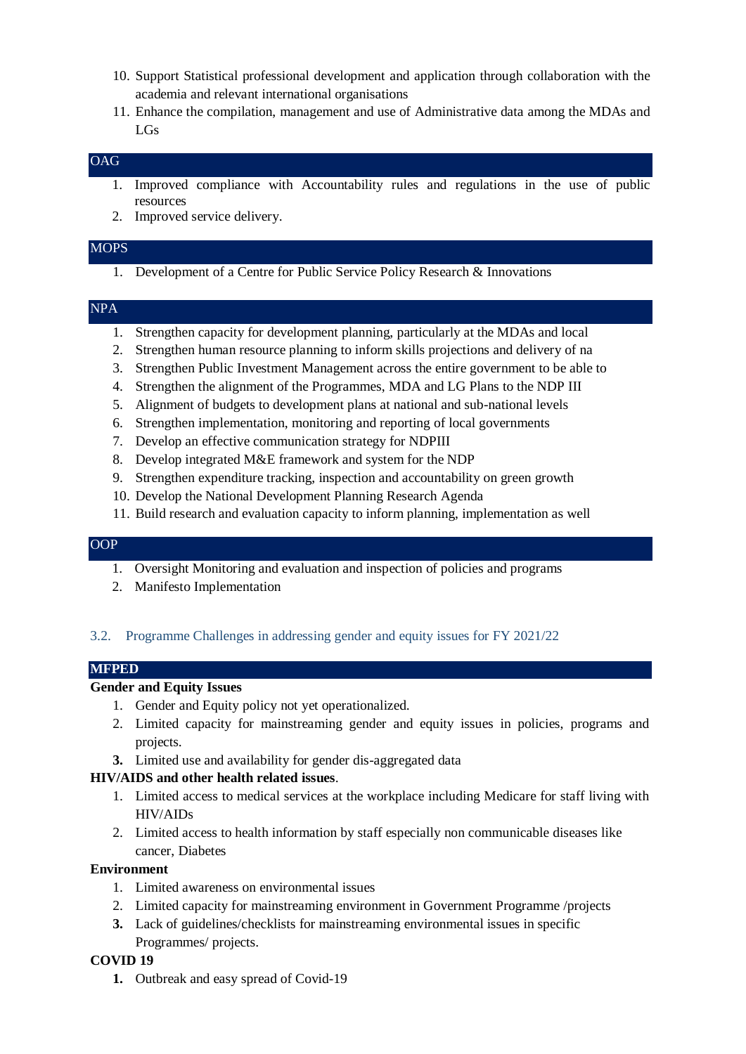10. Support Statistical professional development and application through collaboration with the academia and relevant international organisations
11. Enhance the compilation, management and use of Administrative data among the MDAs and LGs

**OAG**

1. Improved compliance with Accountability rules and regulations in the use of public resources
2. Improved service delivery.

**MOPS**

1. Development of a Centre for Public Service Policy Research & Innovations

**NPA**

1. Strengthen capacity for development planning, particularly at the MDAs and local
2. Strengthen human resource planning to inform skills projections and delivery of na
3. Strengthen Public Investment Management across the entire government to be able to
4. Strengthen the alignment of the Programmes, MDA and LG Plans to the NDP III
5. Alignment of budgets to development plans at national and sub-national levels
6. Strengthen implementation, monitoring and reporting of local governments
7. Develop an effective communication strategy for NDPIII
8. Develop integrated M&E framework and system for the NDP
9. Strengthen expenditure tracking, inspection and accountability on green growth
10. Develop the National Development Planning Research Agenda
11. Build research and evaluation capacity to inform planning, implementation as well

**OOP**

1. Oversight Monitoring and evaluation and inspection of policies and programs
2. Manifesto Implementation

## 3.2. Programme Challenges in addressing gender and equity issues for FY 2021/22

**MFPED**

**Gender and Equity Issues**

1. Gender and Equity policy not yet operationalized.
2. Limited capacity for mainstreaming gender and equity issues in policies, programs and projects.
3. Limited use and availability for gender dis-aggregated data

**HIV/AIDS and other health related issues**.

1. Limited access to medical services at the workplace including Medicare for staff living with HIV/AIDs
2. Limited access to health information by staff especially non communicable diseases like cancer, Diabetes

**Environment**

1. Limited awareness on environmental issues
2. Limited capacity for mainstreaming environment in Government Programme /projects
3. Lack of guidelines/checklists for mainstreaming environmental issues in specific Programmes/ projects.

**COVID 19**

1. Outbreak and easy spread of Covid-19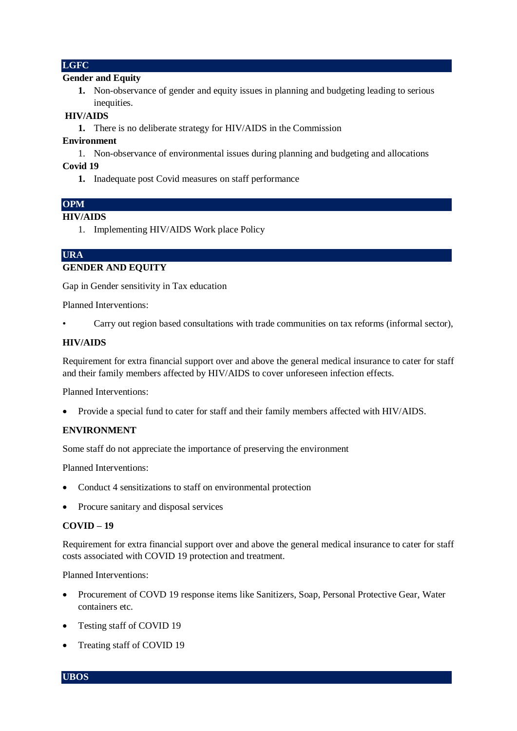## LGFC

**Gender and Equity**

1. Non-observance of gender and equity issues in planning and budgeting leading to serious inequities.

**HIV/AIDS**

1. There is no deliberate strategy for HIV/AIDS in the Commission

**Environment**

1. Non-observance of environmental issues during planning and budgeting and allocations

**Covid 19**

1. Inadequate post Covid measures on staff performance

## OPM

**HIV/AIDS**

1. Implementing HIV/AIDS Work place Policy

## URA

**GENDER AND EQUITY**

Gap in Gender sensitivity in Tax education

Planned Interventions:

- Carry out region based consultations with trade communities on tax reforms (informal sector),

**HIV/AIDS**

Requirement for extra financial support over and above the general medical insurance to cater for staff and their family members affected by HIV/AIDS to cover unforeseen infection effects.

Planned Interventions:

- Provide a special fund to cater for staff and their family members affected with HIV/AIDS.

**ENVIRONMENT**

Some staff do not appreciate the importance of preserving the environment

Planned Interventions:

- Conduct 4 sensitizations to staff on environmental protection
- Procure sanitary and disposal services

**COVID – 19**

Requirement for extra financial support over and above the general medical insurance to cater for staff costs associated with COVID 19 protection and treatment.

Planned Interventions:

- Procurement of COVD 19 response items like Sanitizers, Soap, Personal Protective Gear, Water containers etc.
- Testing staff of COVID 19
- Treating staff of COVID 19

## UBOS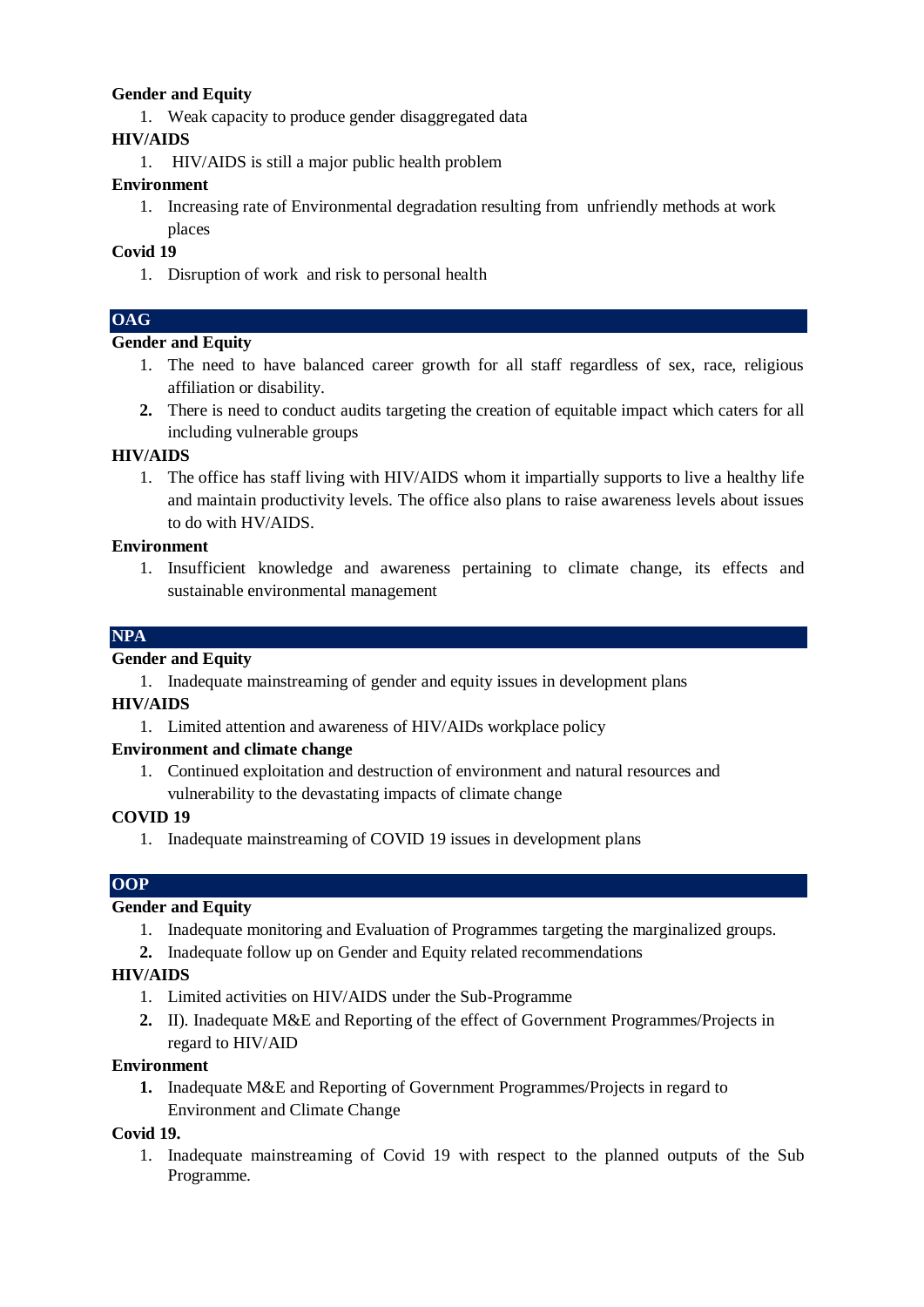**Gender and Equity**

1. Weak capacity to produce gender disaggregated data

**HIV/AIDS**

1. HIV/AIDS is still a major public health problem

**Environment**

1. Increasing rate of Environmental degradation resulting from unfriendly methods at work places

**Covid 19**

1. Disruption of work and risk to personal health

## OAG

**Gender and Equity**

1. The need to have balanced career growth for all staff regardless of sex, race, religious affiliation or disability.
2. There is need to conduct audits targeting the creation of equitable impact which caters for all including vulnerable groups

**HIV/AIDS**

1. The office has staff living with HIV/AIDS whom it impartially supports to live a healthy life and maintain productivity levels. The office also plans to raise awareness levels about issues to do with HV/AIDS.

**Environment**

1. Insufficient knowledge and awareness pertaining to climate change, its effects and sustainable environmental management

## NPA

**Gender and Equity**

1. Inadequate mainstreaming of gender and equity issues in development plans

**HIV/AIDS**

1. Limited attention and awareness of HIV/AIDs workplace policy

**Environment and climate change**

1. Continued exploitation and destruction of environment and natural resources and vulnerability to the devastating impacts of climate change

**COVID 19**

1. Inadequate mainstreaming of COVID 19 issues in development plans

## OOP

**Gender and Equity**

1. Inadequate monitoring and Evaluation of Programmes targeting the marginalized groups.
2. Inadequate follow up on Gender and Equity related recommendations

**HIV/AIDS**

1. Limited activities on HIV/AIDS under the Sub-Programme
2. II). Inadequate M&E and Reporting of the effect of Government Programmes/Projects in regard to HIV/AID

**Environment**

1. Inadequate M&E and Reporting of Government Programmes/Projects in regard to Environment and Climate Change

**Covid 19.**

1. Inadequate mainstreaming of Covid 19 with respect to the planned outputs of the Sub Programme.